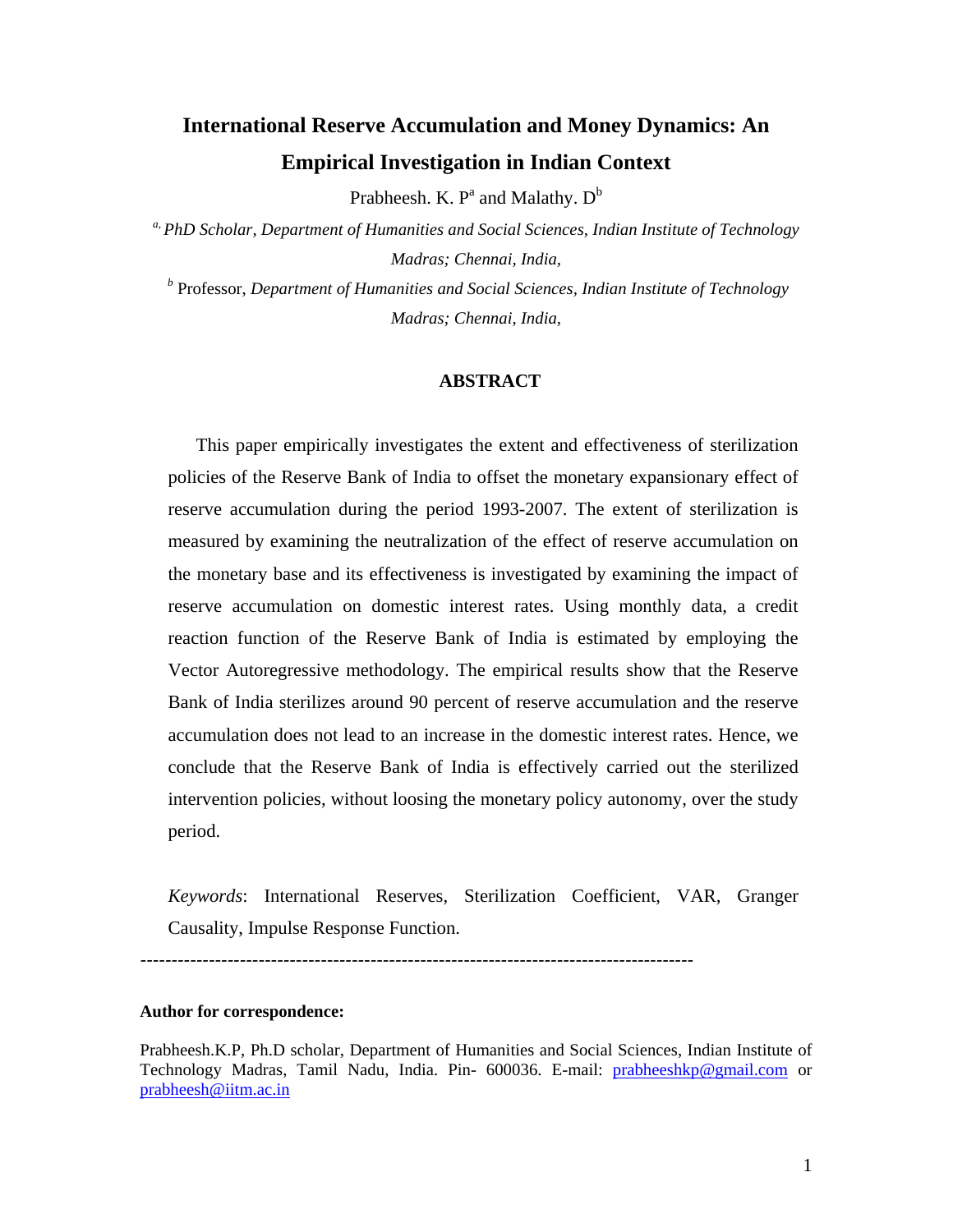# International Reserve Accumulation and Money Dynamics: An Empirical Investigation in Indian Context

Prabheesh. K. P[a] and Malathy. D[b]

[a,] *PhD Scholar, Department of Humanities and Social Sciences, Indian Institute of Technology Madras; Chennai, India,*

[b] Professor, *Department of Humanities and Social Sciences, Indian Institute of Technology Madras; Chennai, India,*

## ABSTRACT

This paper empirically investigates the extent and effectiveness of sterilization policies of the Reserve Bank of India to offset the monetary expansionary effect of reserve accumulation during the period 1993-2007. The extent of sterilization is measured by examining the neutralization of the effect of reserve accumulation on the monetary base and its effectiveness is investigated by examining the impact of reserve accumulation on domestic interest rates. Using monthly data, a credit reaction function of the Reserve Bank of India is estimated by employing the Vector Autoregressive methodology. The empirical results show that the Reserve Bank of India sterilizes around 90 percent of reserve accumulation and the reserve accumulation does not lead to an increase in the domestic interest rates. Hence, we conclude that the Reserve Bank of India is effectively carried out the sterilized intervention policies, without loosing the monetary policy autonomy, over the study period.

*Keywords*: International Reserves, Sterilization Coefficient, VAR, Granger Causality, Impulse Response Function.

---

**Author for correspondence:**

Prabheesh.K.P, Ph.D scholar, Department of Humanities and Social Sciences, Indian Institute of Technology Madras, Tamil Nadu, India. Pin- 600036. E-mail: prabheeshkp@gmail.com or prabheesh@iitm.ac.in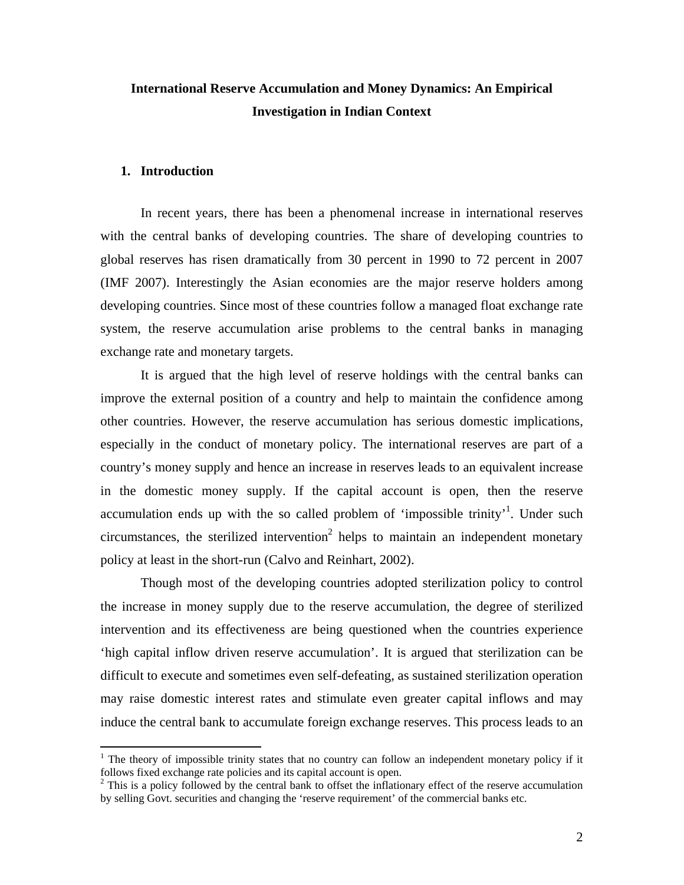# International Reserve Accumulation and Money Dynamics: An Empirical Investigation in Indian Context

## 1. Introduction

In recent years, there has been a phenomenal increase in international reserves with the central banks of developing countries. The share of developing countries to global reserves has risen dramatically from 30 percent in 1990 to 72 percent in 2007 (IMF 2007). Interestingly the Asian economies are the major reserve holders among developing countries. Since most of these countries follow a managed float exchange rate system, the reserve accumulation arise problems to the central banks in managing exchange rate and monetary targets.

It is argued that the high level of reserve holdings with the central banks can improve the external position of a country and help to maintain the confidence among other countries. However, the reserve accumulation has serious domestic implications, especially in the conduct of monetary policy. The international reserves are part of a country's money supply and hence an increase in reserves leads to an equivalent increase in the domestic money supply. If the capital account is open, then the reserve accumulation ends up with the so called problem of 'impossible trinity'[1]. Under such circumstances, the sterilized intervention[2] helps to maintain an independent monetary policy at least in the short-run (Calvo and Reinhart, 2002).

Though most of the developing countries adopted sterilization policy to control the increase in money supply due to the reserve accumulation, the degree of sterilized intervention and its effectiveness are being questioned when the countries experience 'high capital inflow driven reserve accumulation'. It is argued that sterilization can be difficult to execute and sometimes even self-defeating, as sustained sterilization operation may raise domestic interest rates and stimulate even greater capital inflows and may induce the central bank to accumulate foreign exchange reserves. This process leads to an

[1] The theory of impossible trinity states that no country can follow an independent monetary policy if it follows fixed exchange rate policies and its capital account is open.

[2] This is a policy followed by the central bank to offset the inflationary effect of the reserve accumulation by selling Govt. securities and changing the 'reserve requirement' of the commercial banks etc.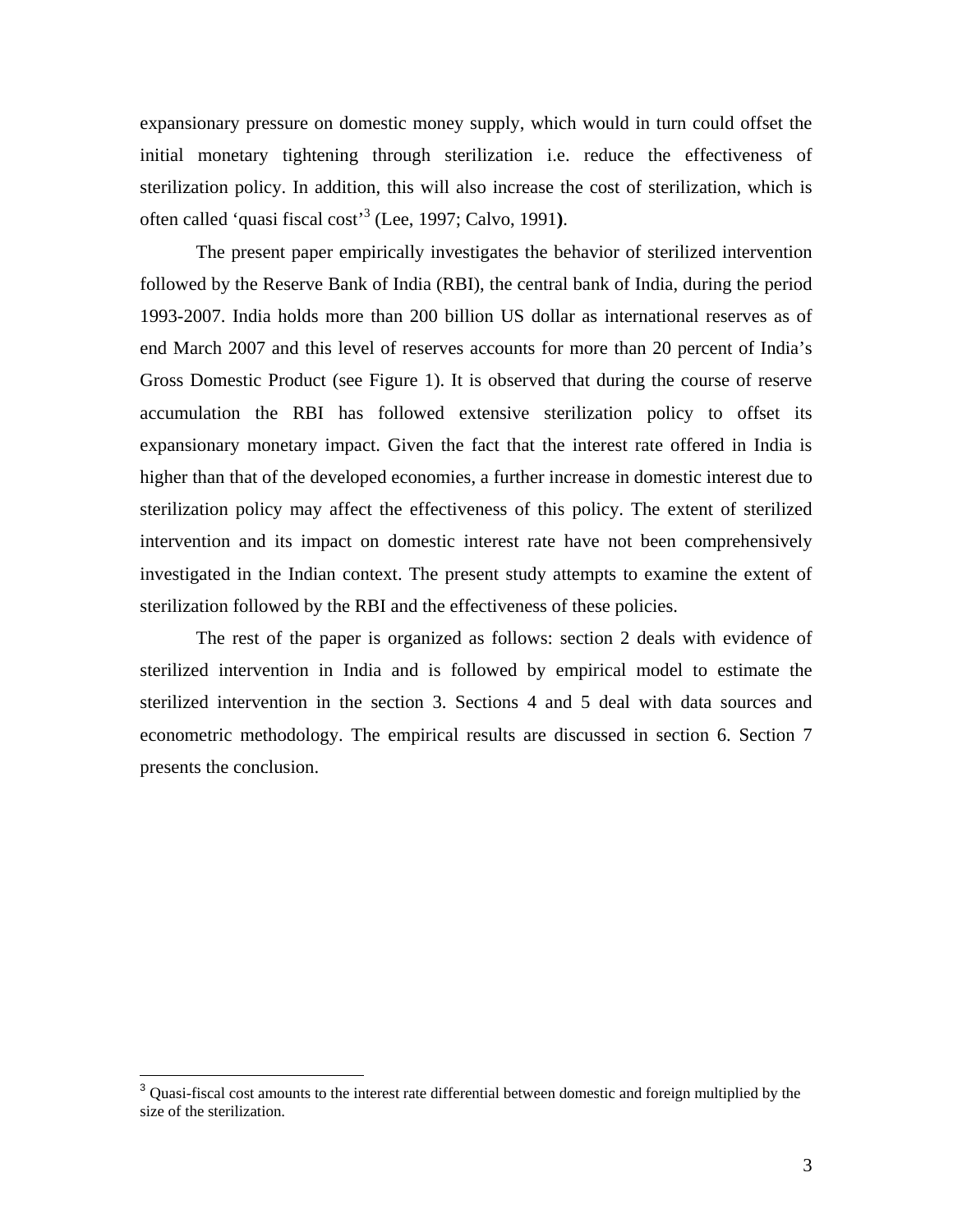expansionary pressure on domestic money supply, which would in turn could offset the initial monetary tightening through sterilization i.e. reduce the effectiveness of sterilization policy. In addition, this will also increase the cost of sterilization, which is often called 'quasi fiscal cost'[3] (Lee, 1997; Calvo, 1991**)**.

The present paper empirically investigates the behavior of sterilized intervention followed by the Reserve Bank of India (RBI), the central bank of India, during the period 1993-2007. India holds more than 200 billion US dollar as international reserves as of end March 2007 and this level of reserves accounts for more than 20 percent of India's Gross Domestic Product (see Figure 1). It is observed that during the course of reserve accumulation the RBI has followed extensive sterilization policy to offset its expansionary monetary impact. Given the fact that the interest rate offered in India is higher than that of the developed economies, a further increase in domestic interest due to sterilization policy may affect the effectiveness of this policy. The extent of sterilized intervention and its impact on domestic interest rate have not been comprehensively investigated in the Indian context. The present study attempts to examine the extent of sterilization followed by the RBI and the effectiveness of these policies.

The rest of the paper is organized as follows: section 2 deals with evidence of sterilized intervention in India and is followed by empirical model to estimate the sterilized intervention in the section 3. Sections 4 and 5 deal with data sources and econometric methodology. The empirical results are discussed in section 6. Section 7 presents the conclusion.

---

[3] Quasi-fiscal cost amounts to the interest rate differential between domestic and foreign multiplied by the size of the sterilization.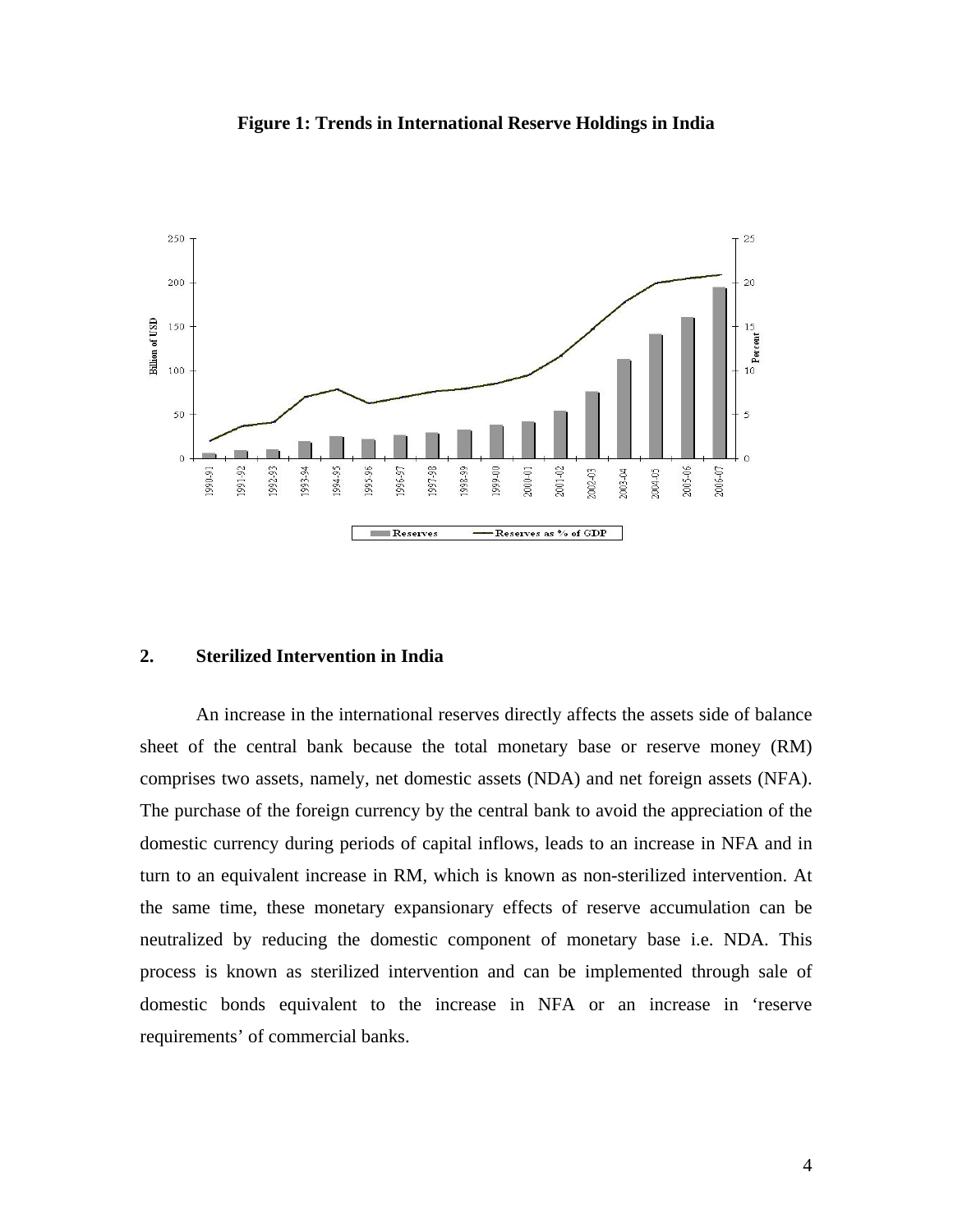**Figure 1: Trends in International Reserve Holdings in India**

## 2. Sterilized Intervention in India

An increase in the international reserves directly affects the assets side of balance sheet of the central bank because the total monetary base or reserve money (RM) comprises two assets, namely, net domestic assets (NDA) and net foreign assets (NFA). The purchase of the foreign currency by the central bank to avoid the appreciation of the domestic currency during periods of capital inflows, leads to an increase in NFA and in turn to an equivalent increase in RM, which is known as non-sterilized intervention. At the same time, these monetary expansionary effects of reserve accumulation can be neutralized by reducing the domestic component of monetary base i.e. NDA. This process is known as sterilized intervention and can be implemented through sale of domestic bonds equivalent to the increase in NFA or an increase in 'reserve requirements' of commercial banks.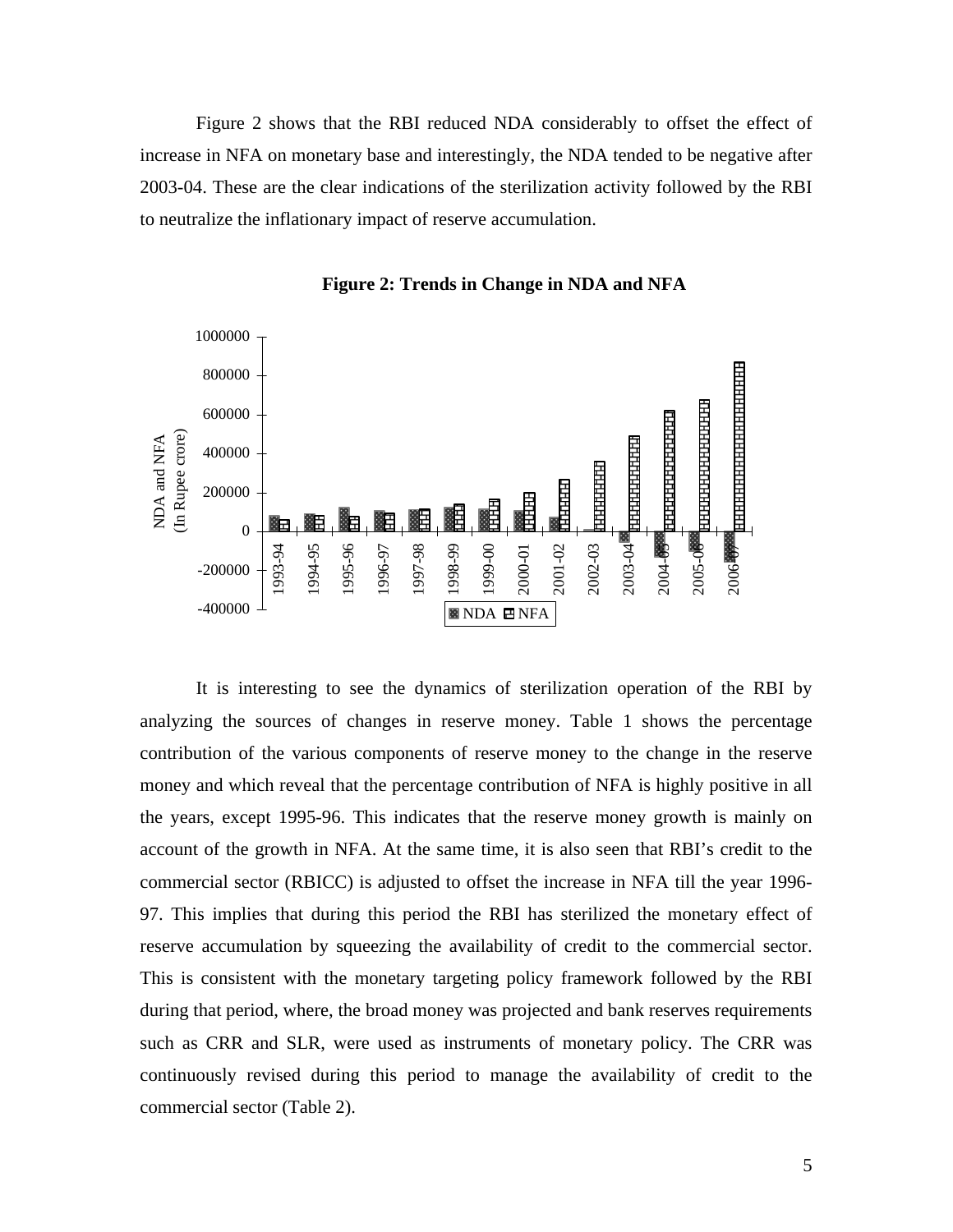Figure 2 shows that the RBI reduced NDA considerably to offset the effect of increase in NFA on monetary base and interestingly, the NDA tended to be negative after 2003-04. These are the clear indications of the sterilization activity followed by the RBI to neutralize the inflationary impact of reserve accumulation.

**Figure 2: Trends in Change in NDA and NFA**

It is interesting to see the dynamics of sterilization operation of the RBI by analyzing the sources of changes in reserve money. Table 1 shows the percentage contribution of the various components of reserve money to the change in the reserve money and which reveal that the percentage contribution of NFA is highly positive in all the years, except 1995-96. This indicates that the reserve money growth is mainly on account of the growth in NFA. At the same time, it is also seen that RBI's credit to the commercial sector (RBICC) is adjusted to offset the increase in NFA till the year 1996-97. This implies that during this period the RBI has sterilized the monetary effect of reserve accumulation by squeezing the availability of credit to the commercial sector. This is consistent with the monetary targeting policy framework followed by the RBI during that period, where, the broad money was projected and bank reserves requirements such as CRR and SLR, were used as instruments of monetary policy. The CRR was continuously revised during this period to manage the availability of credit to the commercial sector (Table 2).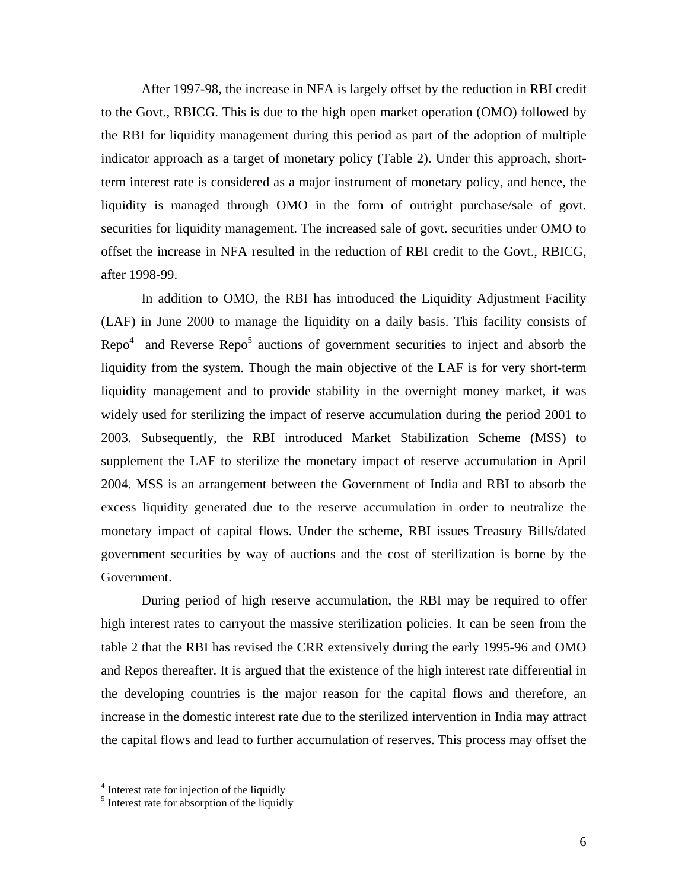After 1997-98, the increase in NFA is largely offset by the reduction in RBI credit to the Govt., RBICG. This is due to the high open market operation (OMO) followed by the RBI for liquidity management during this period as part of the adoption of multiple indicator approach as a target of monetary policy (Table 2). Under this approach, short-term interest rate is considered as a major instrument of monetary policy, and hence, the liquidity is managed through OMO in the form of outright purchase/sale of govt. securities for liquidity management. The increased sale of govt. securities under OMO to offset the increase in NFA resulted in the reduction of RBI credit to the Govt., RBICG, after 1998-99.

In addition to OMO, the RBI has introduced the Liquidity Adjustment Facility (LAF) in June 2000 to manage the liquidity on a daily basis. This facility consists of Repo[4] and Reverse Repo[5] auctions of government securities to inject and absorb the liquidity from the system. Though the main objective of the LAF is for very short-term liquidity management and to provide stability in the overnight money market, it was widely used for sterilizing the impact of reserve accumulation during the period 2001 to 2003. Subsequently, the RBI introduced Market Stabilization Scheme (MSS) to supplement the LAF to sterilize the monetary impact of reserve accumulation in April 2004. MSS is an arrangement between the Government of India and RBI to absorb the excess liquidity generated due to the reserve accumulation in order to neutralize the monetary impact of capital flows. Under the scheme, RBI issues Treasury Bills/dated government securities by way of auctions and the cost of sterilization is borne by the Government.

During period of high reserve accumulation, the RBI may be required to offer high interest rates to carryout the massive sterilization policies. It can be seen from the table 2 that the RBI has revised the CRR extensively during the early 1995-96 and OMO and Repos thereafter. It is argued that the existence of the high interest rate differential in the developing countries is the major reason for the capital flows and therefore, an increase in the domestic interest rate due to the sterilized intervention in India may attract the capital flows and lead to further accumulation of reserves. This process may offset the

---

[4] Interest rate for injection of the liquidly

[5] Interest rate for absorption of the liquidly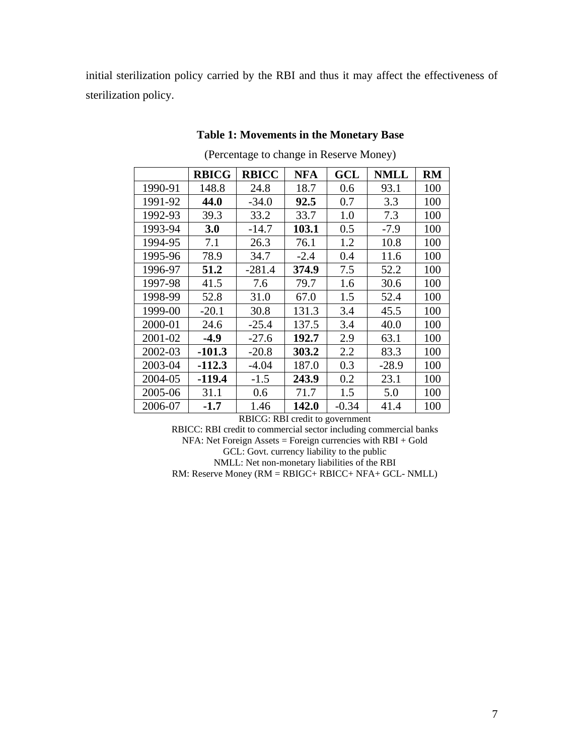initial sterilization policy carried by the RBI and thus it may affect the effectiveness of sterilization policy.

**Table 1: Movements in the Monetary Base**

(Percentage to change in Reserve Money)

| | **RBICG** | **RBICC** | **NFA** | **GCL** | **NMLL** | **RM** |
|---|---|---|---|---|---|---|
| 1990-91 | 148.8 | 24.8 | 18.7 | 0.6 | 93.1 | 100 |
| 1991-92 | **44.0** | -34.0 | **92.5** | 0.7 | 3.3 | 100 |
| 1992-93 | 39.3 | 33.2 | 33.7 | 1.0 | 7.3 | 100 |
| 1993-94 | **3.0** | -14.7 | **103.1** | 0.5 | -7.9 | 100 |
| 1994-95 | 7.1 | 26.3 | 76.1 | 1.2 | 10.8 | 100 |
| 1995-96 | 78.9 | 34.7 | -2.4 | 0.4 | 11.6 | 100 |
| 1996-97 | **51.2** | -281.4 | **374.9** | 7.5 | 52.2 | 100 |
| 1997-98 | 41.5 | 7.6 | 79.7 | 1.6 | 30.6 | 100 |
| 1998-99 | 52.8 | 31.0 | 67.0 | 1.5 | 52.4 | 100 |
| 1999-00 | -20.1 | 30.8 | 131.3 | 3.4 | 45.5 | 100 |
| 2000-01 | 24.6 | -25.4 | 137.5 | 3.4 | 40.0 | 100 |
| 2001-02 | **-4.9** | -27.6 | **192.7** | 2.9 | 63.1 | 100 |
| 2002-03 | **-101.3** | -20.8 | **303.2** | 2.2 | 83.3 | 100 |
| 2003-04 | **-112.3** | -4.04 | 187.0 | 0.3 | -28.9 | 100 |
| 2004-05 | **-119.4** | -1.5 | **243.9** | 0.2 | 23.1 | 100 |
| 2005-06 | 31.1 | 0.6 | 71.7 | 1.5 | 5.0 | 100 |
| 2006-07 | **-1.7** | 1.46 | **142.0** | -0.34 | 41.4 | 100 |

RBICG: RBI credit to government
RBICC: RBI credit to commercial sector including commercial banks
NFA: Net Foreign Assets = Foreign currencies with RBI + Gold
GCL: Govt. currency liability to the public
NMLL: Net non-monetary liabilities of the RBI
RM: Reserve Money (RM = RBIGC+ RBICC+ NFA+ GCL- NMLL)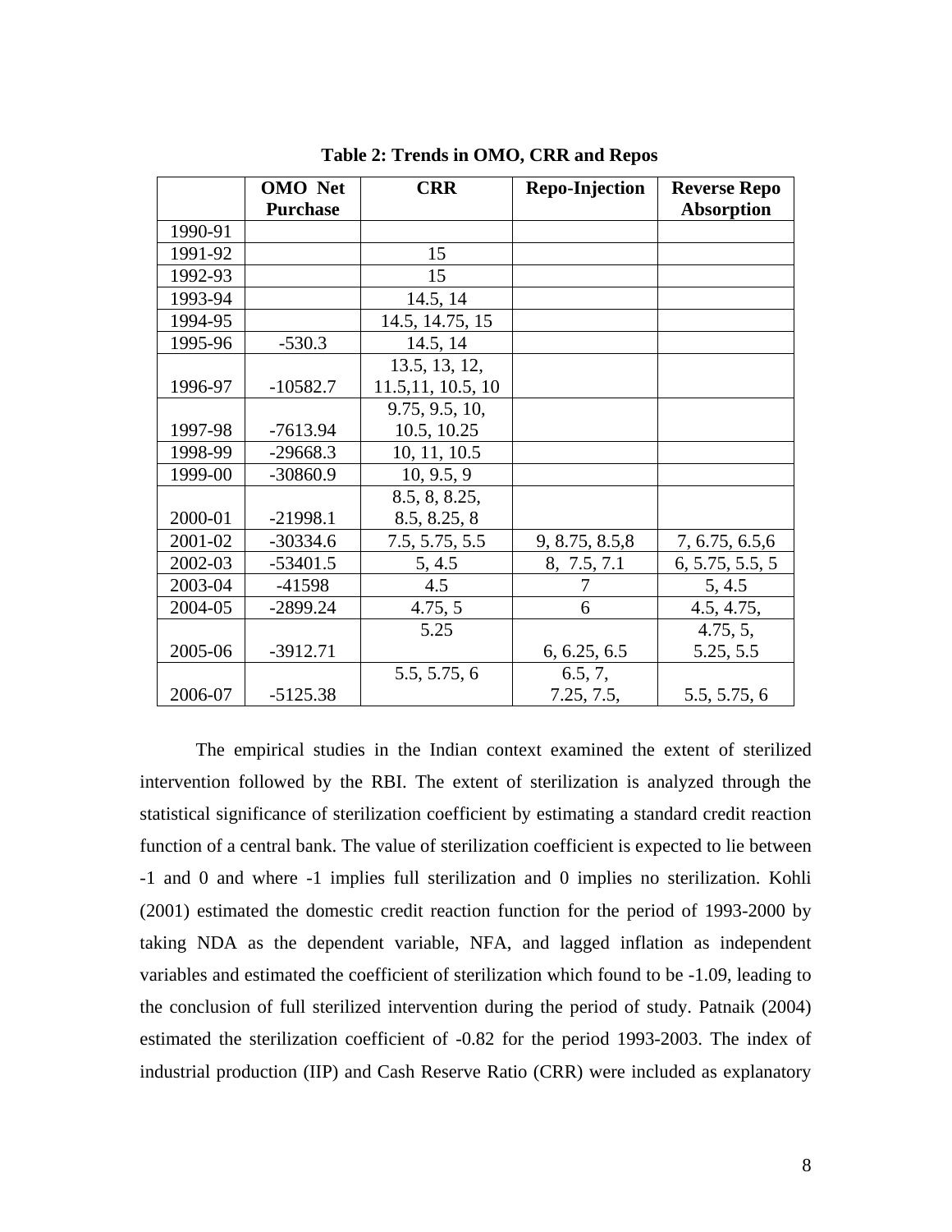**Table 2: Trends in OMO, CRR and Repos**

| | OMO Net Purchase | CRR | Repo-Injection | Reverse Repo Absorption |
|---|---|---|---|---|
| 1990-91 | | | | |
| 1991-92 | | 15 | | |
| 1992-93 | | 15 | | |
| 1993-94 | | 14.5, 14 | | |
| 1994-95 | | 14.5, 14.75, 15 | | |
| 1995-96 | -530.3 | 14.5, 14 | | |
| 1996-97 | -10582.7 | 13.5, 13, 12, 11.5,11, 10.5, 10 | | |
| 1997-98 | -7613.94 | 9.75, 9.5, 10, 10.5, 10.25 | | |
| 1998-99 | -29668.3 | 10, 11, 10.5 | | |
| 1999-00 | -30860.9 | 10, 9.5, 9 | | |
| 2000-01 | -21998.1 | 8.5, 8, 8.25, 8.5, 8.25, 8 | | |
| 2001-02 | -30334.6 | 7.5, 5.75, 5.5 | 9, 8.75, 8.5,8 | 7, 6.75, 6.5,6 |
| 2002-03 | -53401.5 | 5, 4.5 | 8, 7.5, 7.1 | 6, 5.75, 5.5, 5 |
| 2003-04 | -41598 | 4.5 | 7 | 5, 4.5 |
| 2004-05 | -2899.24 | 4.75, 5 | 6 | 4.5, 4.75, |
| 2005-06 | -3912.71 | 5.25 | 6, 6.25, 6.5 | 4.75, 5, 5.25, 5.5 |
| 2006-07 | -5125.38 | 5.5, 5.75, 6 | 6.5, 7, 7.25, 7.5, | 5.5, 5.75, 6 |

The empirical studies in the Indian context examined the extent of sterilized intervention followed by the RBI. The extent of sterilization is analyzed through the statistical significance of sterilization coefficient by estimating a standard credit reaction function of a central bank. The value of sterilization coefficient is expected to lie between -1 and 0 and where -1 implies full sterilization and 0 implies no sterilization. Kohli (2001) estimated the domestic credit reaction function for the period of 1993-2000 by taking NDA as the dependent variable, NFA, and lagged inflation as independent variables and estimated the coefficient of sterilization which found to be -1.09, leading to the conclusion of full sterilized intervention during the period of study. Patnaik (2004) estimated the sterilization coefficient of -0.82 for the period 1993-2003. The index of industrial production (IIP) and Cash Reserve Ratio (CRR) were included as explanatory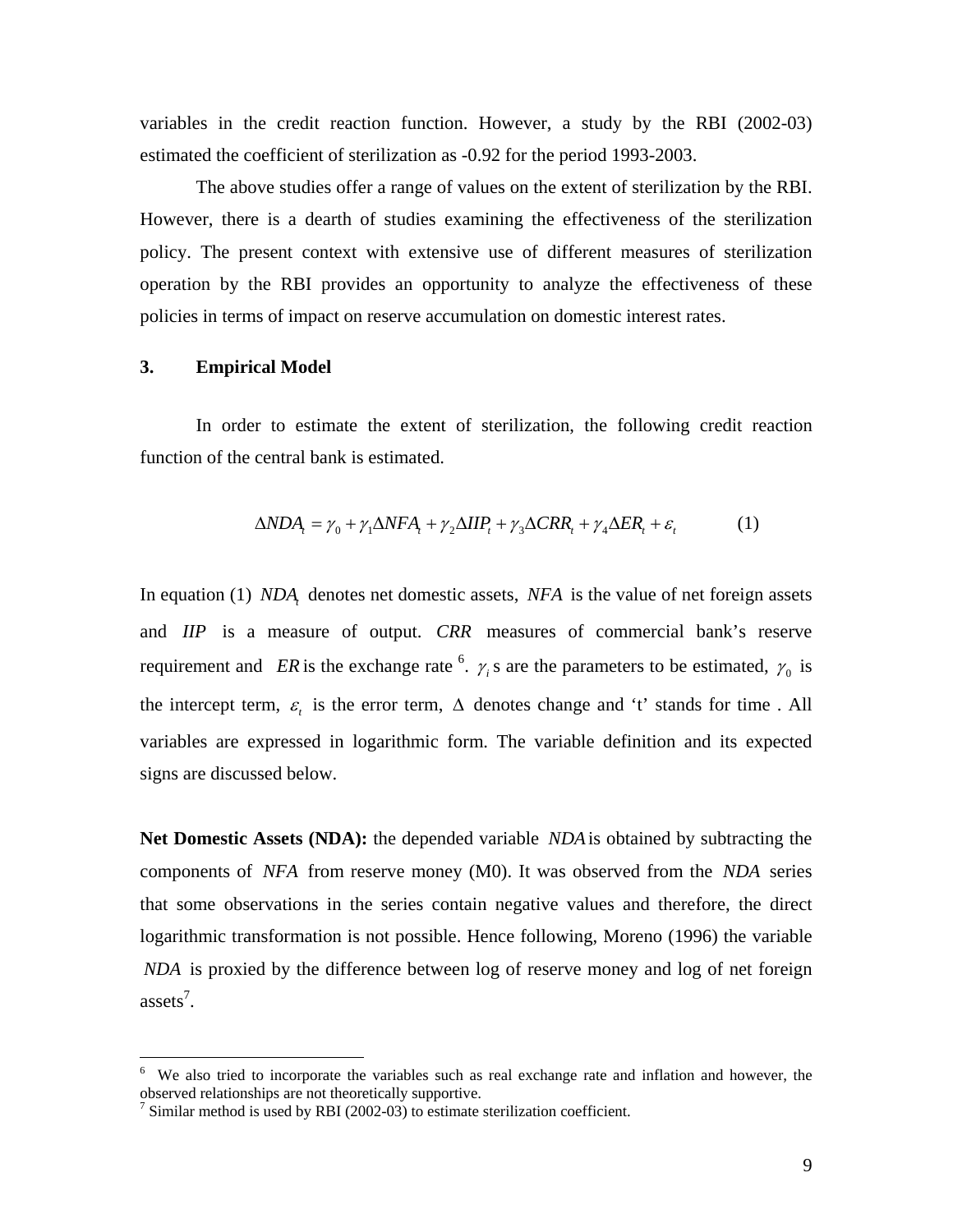variables in the credit reaction function. However, a study by the RBI (2002-03) estimated the coefficient of sterilization as -0.92 for the period 1993-2003.

The above studies offer a range of values on the extent of sterilization by the RBI. However, there is a dearth of studies examining the effectiveness of the sterilization policy. The present context with extensive use of different measures of sterilization operation by the RBI provides an opportunity to analyze the effectiveness of these policies in terms of impact on reserve accumulation on domestic interest rates.

## 3. Empirical Model

In order to estimate the extent of sterilization, the following credit reaction function of the central bank is estimated.

$$\Delta NDA_t = \gamma_0 + \gamma_1 \Delta NFA_t + \gamma_2 \Delta IIP_t + \gamma_3 \Delta CRR_t + \gamma_4 \Delta ER_t + \varepsilon_t \qquad (1)$$

In equation (1) $NDA_t$ denotes net domestic assets, $NFA$ is the value of net foreign assets and $IIP$ is a measure of output. $CRR$ measures of commercial bank's reserve requirement and $ER$ is the exchange rate [6]. $\gamma_i$ s are the parameters to be estimated, $\gamma_0$ is the intercept term, $\varepsilon_t$ is the error term, $\Delta$ denotes change and 't' stands for time . All variables are expressed in logarithmic form. The variable definition and its expected signs are discussed below.

**Net Domestic Assets (NDA):** the depended variable $NDA$ is obtained by subtracting the components of $NFA$ from reserve money (M0). It was observed from the $NDA$ series that some observations in the series contain negative values and therefore, the direct logarithmic transformation is not possible. Hence following, Moreno (1996) the variable $NDA$ is proxied by the difference between log of reserve money and log of net foreign assets[7].

---

[6] We also tried to incorporate the variables such as real exchange rate and inflation and however, the observed relationships are not theoretically supportive.

[7] Similar method is used by RBI (2002-03) to estimate sterilization coefficient.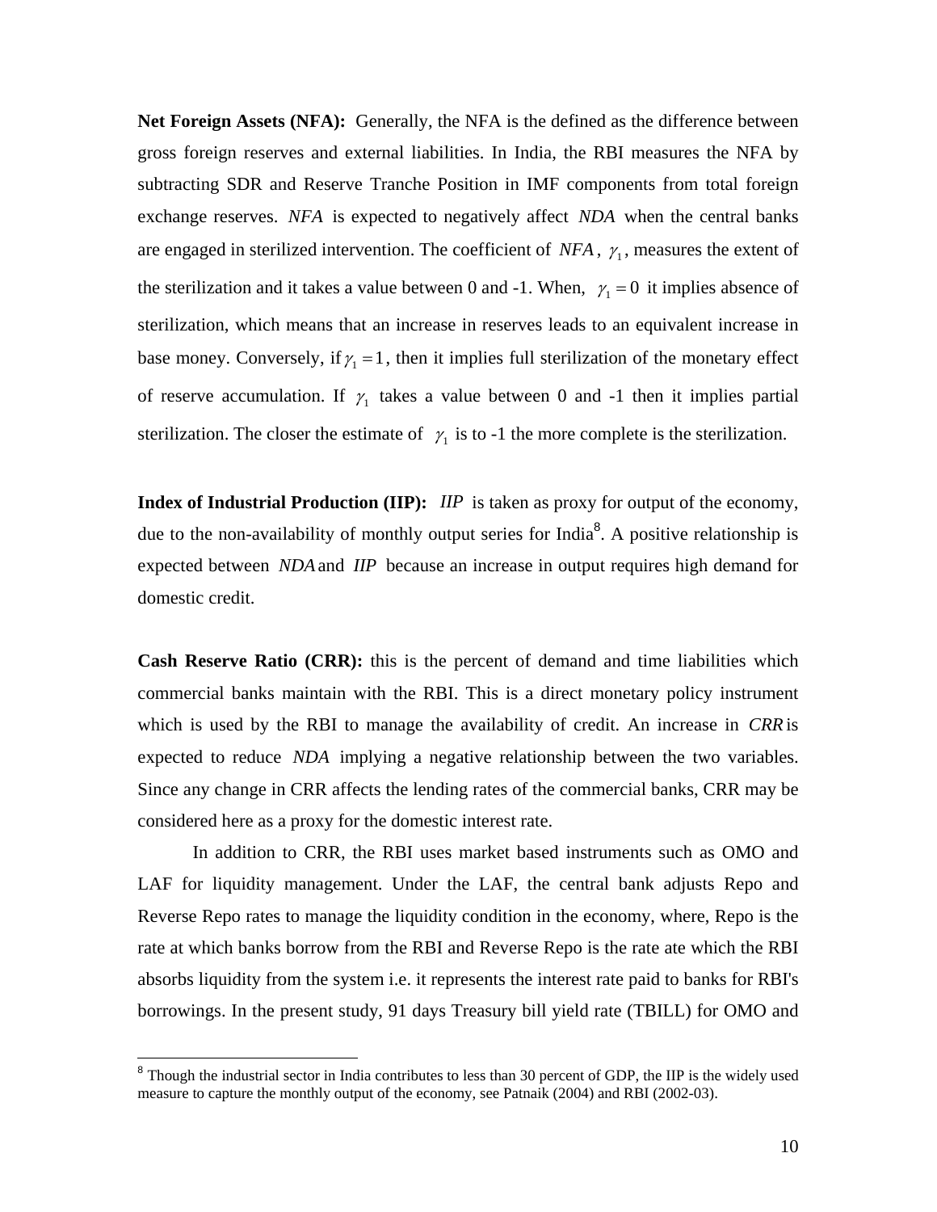**Net Foreign Assets (NFA):** Generally, the NFA is the defined as the difference between gross foreign reserves and external liabilities. In India, the RBI measures the NFA by subtracting SDR and Reserve Tranche Position in IMF components from total foreign exchange reserves. $NFA$ is expected to negatively affect $NDA$ when the central banks are engaged in sterilized intervention. The coefficient of $NFA$, $\gamma_1$, measures the extent of the sterilization and it takes a value between 0 and -1. When, $\gamma_1 = 0$ it implies absence of sterilization, which means that an increase in reserves leads to an equivalent increase in base money. Conversely, if $\gamma_1 = 1$, then it implies full sterilization of the monetary effect of reserve accumulation. If $\gamma_1$ takes a value between 0 and -1 then it implies partial sterilization. The closer the estimate of $\gamma_1$ is to -1 the more complete is the sterilization.

**Index of Industrial Production (IIP):** $IIP$ is taken as proxy for output of the economy, due to the non-availability of monthly output series for India[8]. A positive relationship is expected between $NDA$ and $IIP$ because an increase in output requires high demand for domestic credit.

**Cash Reserve Ratio (CRR):** this is the percent of demand and time liabilities which commercial banks maintain with the RBI. This is a direct monetary policy instrument which is used by the RBI to manage the availability of credit. An increase in $CRR$ is expected to reduce $NDA$ implying a negative relationship between the two variables. Since any change in CRR affects the lending rates of the commercial banks, CRR may be considered here as a proxy for the domestic interest rate.

In addition to CRR, the RBI uses market based instruments such as OMO and LAF for liquidity management. Under the LAF, the central bank adjusts Repo and Reverse Repo rates to manage the liquidity condition in the economy, where, Repo is the rate at which banks borrow from the RBI and Reverse Repo is the rate ate which the RBI absorbs liquidity from the system i.e. it represents the interest rate paid to banks for RBI's borrowings. In the present study, 91 days Treasury bill yield rate (TBILL) for OMO and

[8] Though the industrial sector in India contributes to less than 30 percent of GDP, the IIP is the widely used measure to capture the monthly output of the economy, see Patnaik (2004) and RBI (2002-03).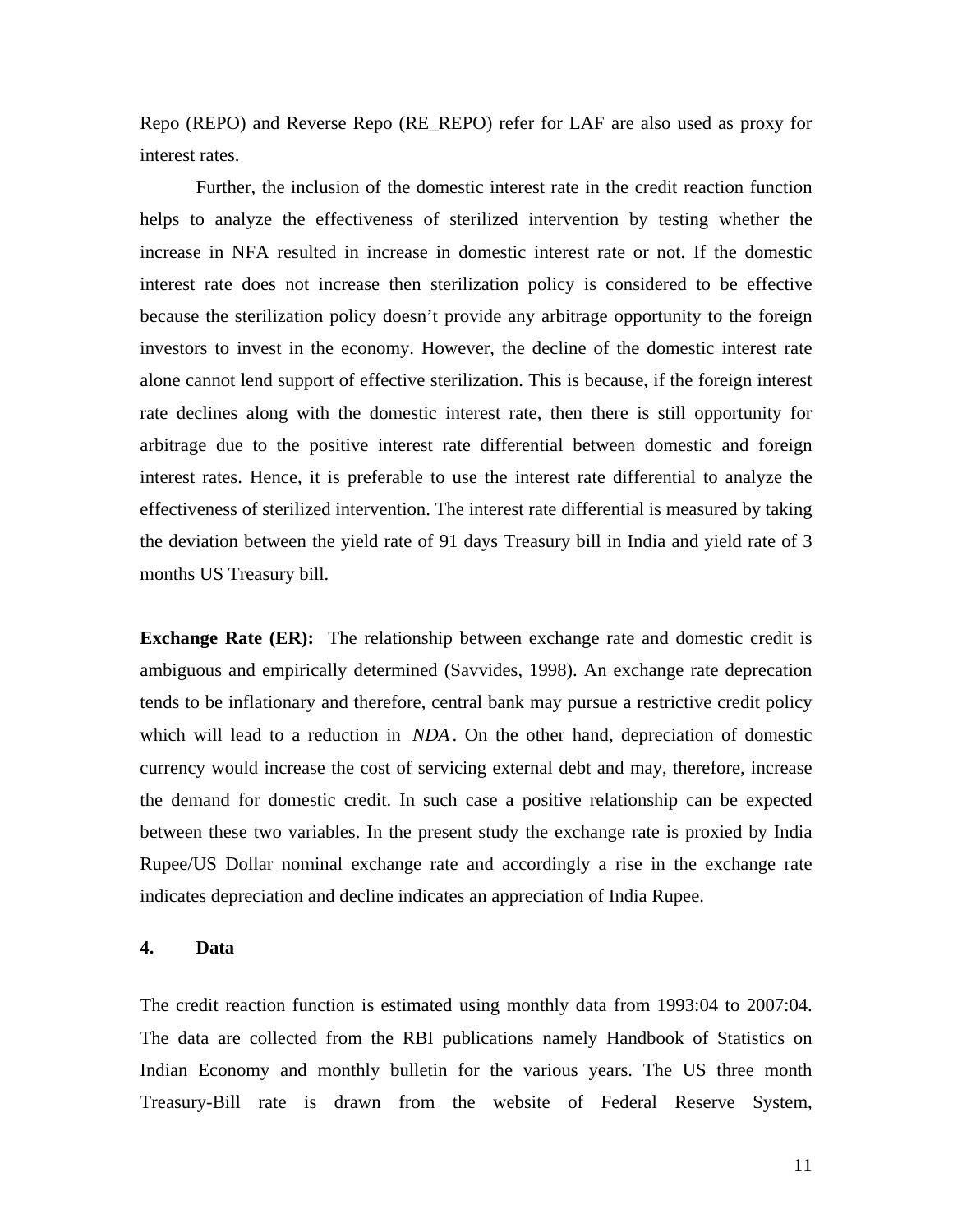Repo (REPO) and Reverse Repo (RE_REPO) refer for LAF are also used as proxy for interest rates.

Further, the inclusion of the domestic interest rate in the credit reaction function helps to analyze the effectiveness of sterilized intervention by testing whether the increase in NFA resulted in increase in domestic interest rate or not. If the domestic interest rate does not increase then sterilization policy is considered to be effective because the sterilization policy doesn't provide any arbitrage opportunity to the foreign investors to invest in the economy. However, the decline of the domestic interest rate alone cannot lend support of effective sterilization. This is because, if the foreign interest rate declines along with the domestic interest rate, then there is still opportunity for arbitrage due to the positive interest rate differential between domestic and foreign interest rates. Hence, it is preferable to use the interest rate differential to analyze the effectiveness of sterilized intervention. The interest rate differential is measured by taking the deviation between the yield rate of 91 days Treasury bill in India and yield rate of 3 months US Treasury bill.

**Exchange Rate (ER):** The relationship between exchange rate and domestic credit is ambiguous and empirically determined (Savvides, 1998). An exchange rate deprecation tends to be inflationary and therefore, central bank may pursue a restrictive credit policy which will lead to a reduction in $NDA$. On the other hand, depreciation of domestic currency would increase the cost of servicing external debt and may, therefore, increase the demand for domestic credit. In such case a positive relationship can be expected between these two variables. In the present study the exchange rate is proxied by India Rupee/US Dollar nominal exchange rate and accordingly a rise in the exchange rate indicates depreciation and decline indicates an appreciation of India Rupee.

## 4. Data

The credit reaction function is estimated using monthly data from 1993:04 to 2007:04. The data are collected from the RBI publications namely Handbook of Statistics on Indian Economy and monthly bulletin for the various years. The US three month Treasury-Bill rate is drawn from the website of Federal Reserve System,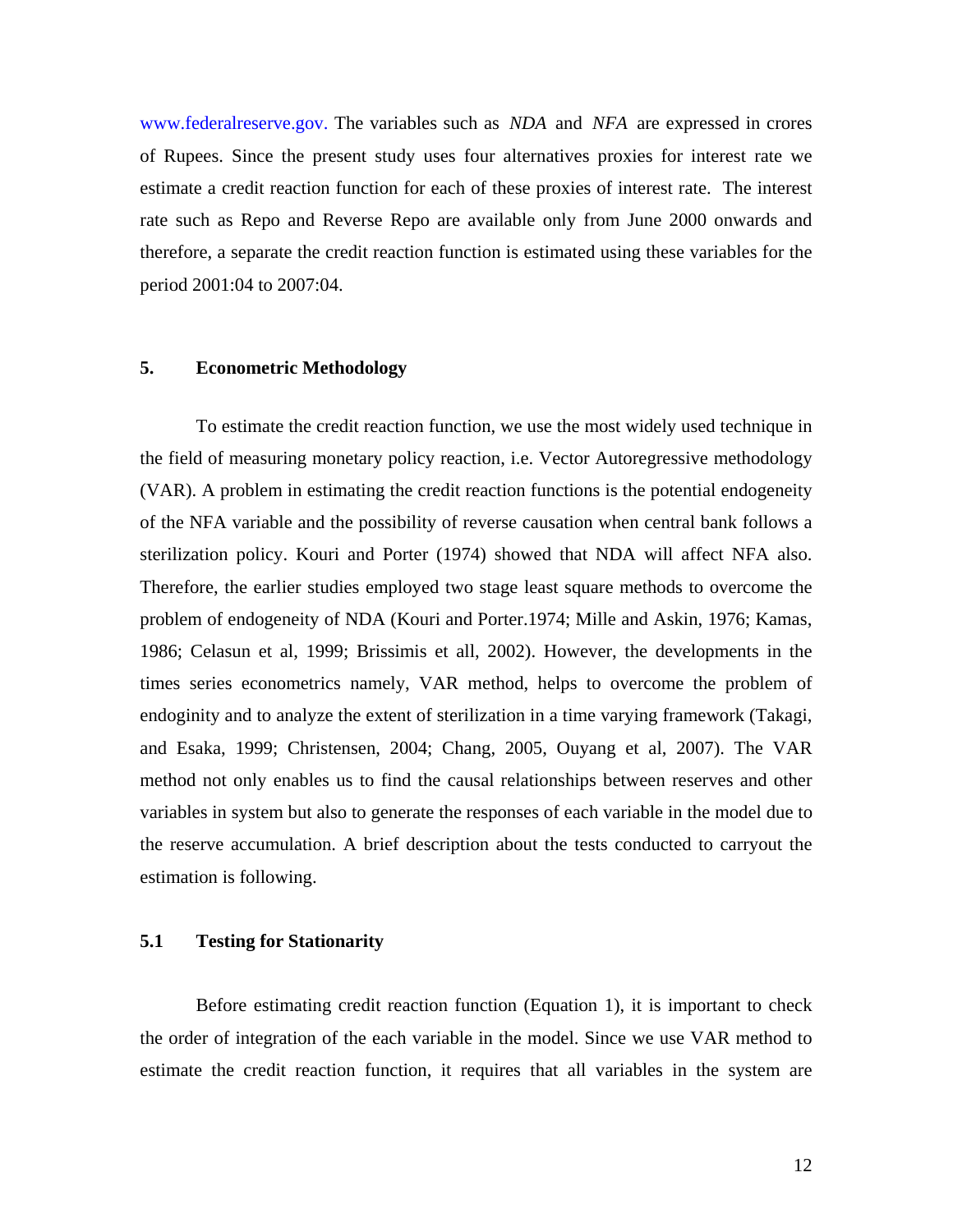www.federalreserve.gov. The variables such as *NDA* and *NFA* are expressed in crores of Rupees. Since the present study uses four alternatives proxies for interest rate we estimate a credit reaction function for each of these proxies of interest rate. The interest rate such as Repo and Reverse Repo are available only from June 2000 onwards and therefore, a separate the credit reaction function is estimated using these variables for the period 2001:04 to 2007:04.

## 5. Econometric Methodology

To estimate the credit reaction function, we use the most widely used technique in the field of measuring monetary policy reaction, i.e. Vector Autoregressive methodology (VAR). A problem in estimating the credit reaction functions is the potential endogeneity of the NFA variable and the possibility of reverse causation when central bank follows a sterilization policy. Kouri and Porter (1974) showed that NDA will affect NFA also. Therefore, the earlier studies employed two stage least square methods to overcome the problem of endogeneity of NDA (Kouri and Porter.1974; Mille and Askin, 1976; Kamas, 1986; Celasun et al, 1999; Brissimis et all, 2002). However, the developments in the times series econometrics namely, VAR method, helps to overcome the problem of endoginity and to analyze the extent of sterilization in a time varying framework (Takagi, and Esaka, 1999; Christensen, 2004; Chang, 2005, Ouyang et al, 2007). The VAR method not only enables us to find the causal relationships between reserves and other variables in system but also to generate the responses of each variable in the model due to the reserve accumulation. A brief description about the tests conducted to carryout the estimation is following.

### 5.1 Testing for Stationarity

Before estimating credit reaction function (Equation 1), it is important to check the order of integration of the each variable in the model. Since we use VAR method to estimate the credit reaction function, it requires that all variables in the system are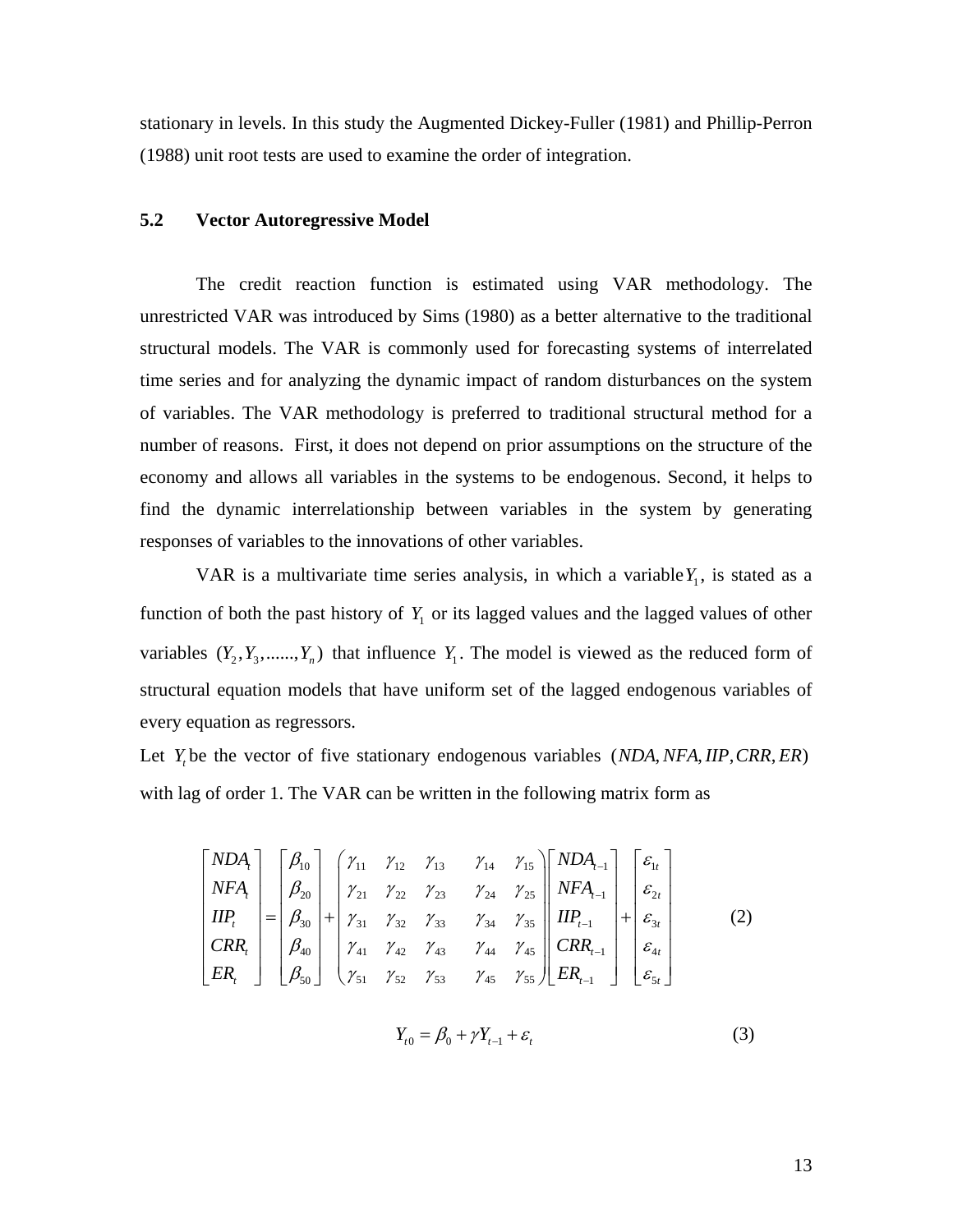stationary in levels. In this study the Augmented Dickey-Fuller (1981) and Phillip-Perron (1988) unit root tests are used to examine the order of integration.

### 5.2 Vector Autoregressive Model

The credit reaction function is estimated using VAR methodology. The unrestricted VAR was introduced by Sims (1980) as a better alternative to the traditional structural models. The VAR is commonly used for forecasting systems of interrelated time series and for analyzing the dynamic impact of random disturbances on the system of variables. The VAR methodology is preferred to traditional structural method for a number of reasons. First, it does not depend on prior assumptions on the structure of the economy and allows all variables in the systems to be endogenous. Second, it helps to find the dynamic interrelationship between variables in the system by generating responses of variables to the innovations of other variables.

VAR is a multivariate time series analysis, in which a variable $Y_1$, is stated as a function of both the past history of $Y_1$ or its lagged values and the lagged values of other variables $(Y_2, Y_3, ......, Y_n)$ that influence $Y_1$. The model is viewed as the reduced form of structural equation models that have uniform set of the lagged endogenous variables of every equation as regressors.

Let $Y_t$ be the vector of five stationary endogenous variables $(NDA, NFA, IIP, CRR, ER)$ with lag of order 1. The VAR can be written in the following matrix form as

$$\begin{bmatrix} NDA_t \\ NFA_t \\ IIP_t \\ CRR_t \\ ER_t \end{bmatrix} = \begin{bmatrix} \beta_{10} \\ \beta_{20} \\ \beta_{30} \\ \beta_{40} \\ \beta_{50} \end{bmatrix} + \begin{pmatrix} \gamma_{11} & \gamma_{12} & \gamma_{13} & \gamma_{14} & \gamma_{15} \\ \gamma_{21} & \gamma_{22} & \gamma_{23} & \gamma_{24} & \gamma_{25} \\ \gamma_{31} & \gamma_{32} & \gamma_{33} & \gamma_{34} & \gamma_{35} \\ \gamma_{41} & \gamma_{42} & \gamma_{43} & \gamma_{44} & \gamma_{45} \\ \gamma_{51} & \gamma_{52} & \gamma_{53} & \gamma_{45} & \gamma_{55} \end{pmatrix} \begin{bmatrix} NDA_{t-1} \\ NFA_{t-1} \\ IIP_{t-1} \\ CRR_{t-1} \\ ER_{t-1} \end{bmatrix} + \begin{bmatrix} \varepsilon_{1t} \\ \varepsilon_{2t} \\ \varepsilon_{3t} \\ \varepsilon_{4t} \\ \varepsilon_{5t} \end{bmatrix} \qquad (2)$$

$$Y_{t0} = \beta_0 + \gamma Y_{t-1} + \varepsilon_t \qquad (3)$$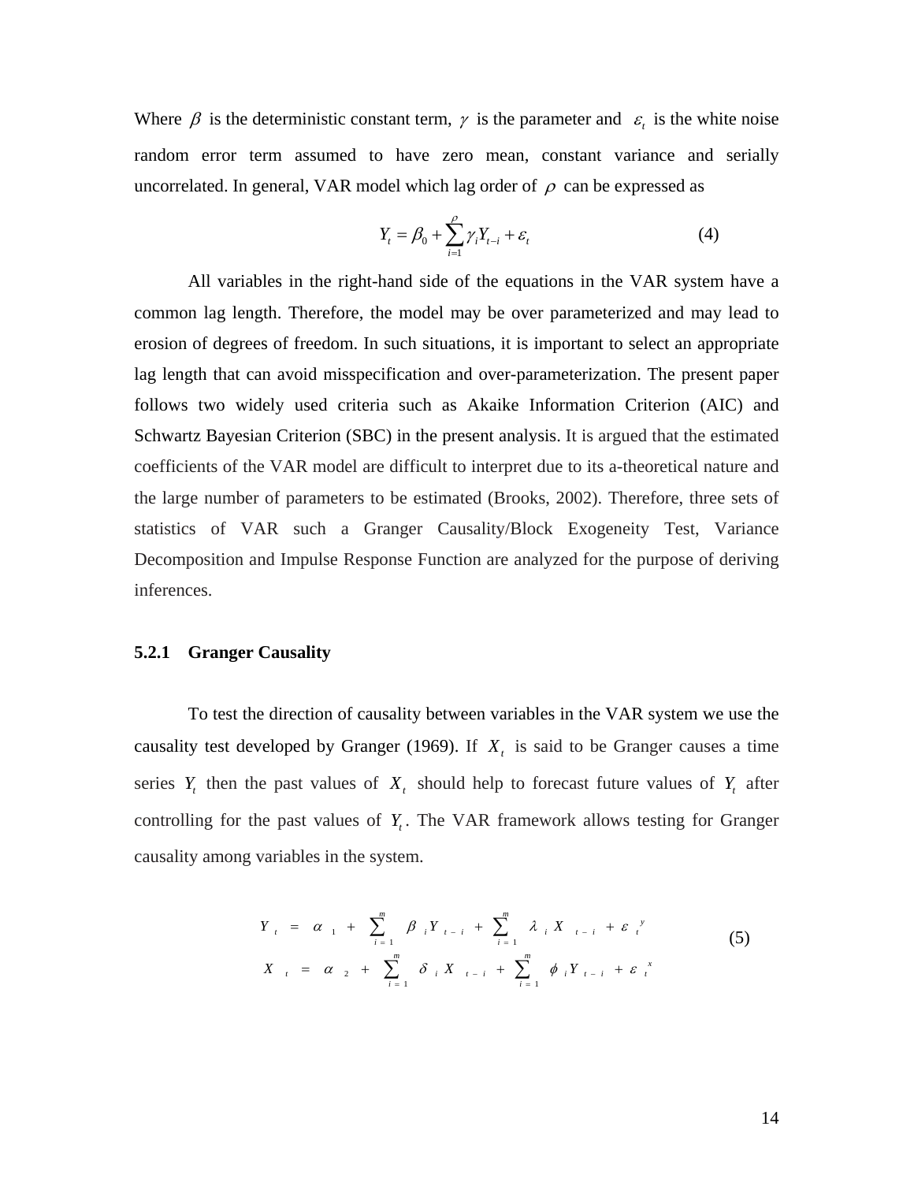Where $\beta$ is the deterministic constant term, $\gamma$ is the parameter and $\varepsilon_t$ is the white noise random error term assumed to have zero mean, constant variance and serially uncorrelated. In general, VAR model which lag order of $\rho$ can be expressed as

$$Y_t = \beta_0 + \sum_{i=1}^{\rho} \gamma_i Y_{t-i} + \varepsilon_t \tag{4}$$

All variables in the right-hand side of the equations in the VAR system have a common lag length. Therefore, the model may be over parameterized and may lead to erosion of degrees of freedom. In such situations, it is important to select an appropriate lag length that can avoid misspecification and over-parameterization. The present paper follows two widely used criteria such as Akaike Information Criterion (AIC) and Schwartz Bayesian Criterion (SBC) in the present analysis. It is argued that the estimated coefficients of the VAR model are difficult to interpret due to its a-theoretical nature and the large number of parameters to be estimated (Brooks, 2002). Therefore, three sets of statistics of VAR such a Granger Causality/Block Exogeneity Test, Variance Decomposition and Impulse Response Function are analyzed for the purpose of deriving inferences.

### 5.2.1 Granger Causality

To test the direction of causality between variables in the VAR system we use the causality test developed by Granger (1969). If $X_t$ is said to be Granger causes a time series $Y_t$ then the past values of $X_t$ should help to forecast future values of $Y_t$ after controlling for the past values of $Y_t$. The VAR framework allows testing for Granger causality among variables in the system.

$$\begin{aligned} Y_t &= \alpha_1 + \sum_{i=1}^{m} \beta_i Y_{t-i} + \sum_{i=1}^{m} \lambda_i X_{t-i} + \varepsilon_t^y \\ X_t &= \alpha_2 + \sum_{i=1}^{m} \delta_i X_{t-i} + \sum_{i=1}^{m} \phi_i Y_{t-i} + \varepsilon_t^x \end{aligned} \tag{5}$$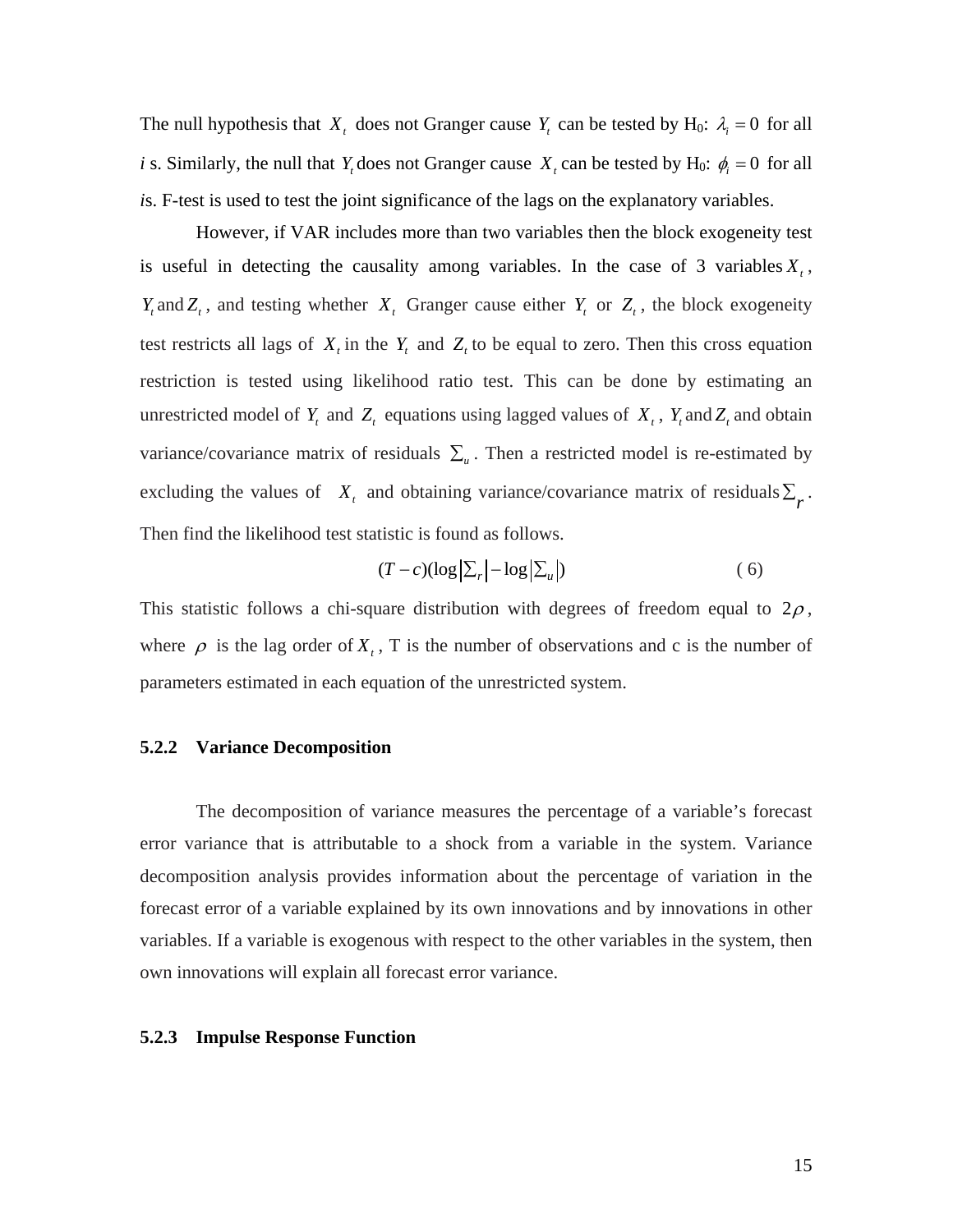The null hypothesis that $X_t$ does not Granger cause $Y_t$ can be tested by H0: $\lambda_i = 0$ for all *i* s. Similarly, the null that $Y_t$ does not Granger cause $X_t$ can be tested by H0: $\phi_i = 0$ for all *i*s. F-test is used to test the joint significance of the lags on the explanatory variables.

However, if VAR includes more than two variables then the block exogeneity test is useful in detecting the causality among variables. In the case of 3 variables $X_t$, $Y_t$ and $Z_t$, and testing whether $X_t$ Granger cause either $Y_t$ or $Z_t$, the block exogeneity test restricts all lags of $X_t$ in the $Y_t$ and $Z_t$ to be equal to zero. Then this cross equation restriction is tested using likelihood ratio test. This can be done by estimating an unrestricted model of $Y_t$ and $Z_t$ equations using lagged values of $X_t$, $Y_t$ and $Z_t$ and obtain variance/covariance matrix of residuals $\sum_u$. Then a restricted model is re-estimated by excluding the values of $X_t$ and obtaining variance/covariance matrix of residuals $\sum_r$. Then find the likelihood test statistic is found as follows.

$$(T-c)(\log\left|\sum_r\right| - \log\left|\sum_u\right|) \quad (6)$$

This statistic follows a chi-square distribution with degrees of freedom equal to $2\rho$, where $\rho$ is the lag order of $X_t$, T is the number of observations and c is the number of parameters estimated in each equation of the unrestricted system.

### 5.2.2 Variance Decomposition

The decomposition of variance measures the percentage of a variable's forecast error variance that is attributable to a shock from a variable in the system. Variance decomposition analysis provides information about the percentage of variation in the forecast error of a variable explained by its own innovations and by innovations in other variables. If a variable is exogenous with respect to the other variables in the system, then own innovations will explain all forecast error variance.

### 5.2.3 Impulse Response Function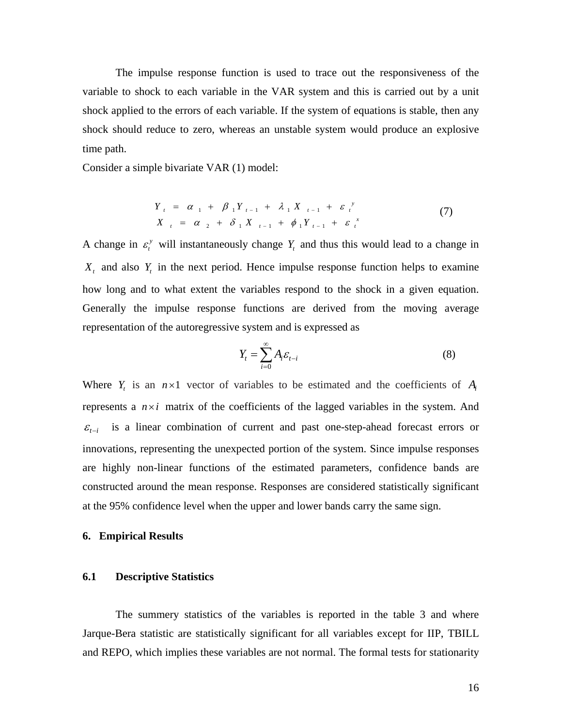The impulse response function is used to trace out the responsiveness of the variable to shock to each variable in the VAR system and this is carried out by a unit shock applied to the errors of each variable. If the system of equations is stable, then any shock should reduce to zero, whereas an unstable system would produce an explosive time path.

Consider a simple bivariate VAR (1) model:

$$\begin{aligned} Y_t &= \alpha_1 + \beta_1 Y_{t-1} + \lambda_1 X_{t-1} + \varepsilon_t^y \\ X_t &= \alpha_2 + \delta_1 X_{t-1} + \phi_1 Y_{t-1} + \varepsilon_t^x \end{aligned} \tag{7}$$

A change in $\varepsilon_t^y$ will instantaneously change $Y_t$ and thus this would lead to a change in $X_t$ and also $Y_t$ in the next period. Hence impulse response function helps to examine how long and to what extent the variables respond to the shock in a given equation. Generally the impulse response functions are derived from the moving average representation of the autoregressive system and is expressed as

$$Y_t = \sum_{i=0}^{\infty} A_i \varepsilon_{t-i} \tag{8}$$

Where $Y_t$ is an $n \times 1$ vector of variables to be estimated and the coefficients of $A_i$ represents a $n \times i$ matrix of the coefficients of the lagged variables in the system. And $\varepsilon_{t-i}$ is a linear combination of current and past one-step-ahead forecast errors or innovations, representing the unexpected portion of the system. Since impulse responses are highly non-linear functions of the estimated parameters, confidence bands are constructed around the mean response. Responses are considered statistically significant at the 95% confidence level when the upper and lower bands carry the same sign.

## 6. Empirical Results

### 6.1 Descriptive Statistics

The summery statistics of the variables is reported in the table 3 and where Jarque-Bera statistic are statistically significant for all variables except for IIP, TBILL and REPO, which implies these variables are not normal. The formal tests for stationarity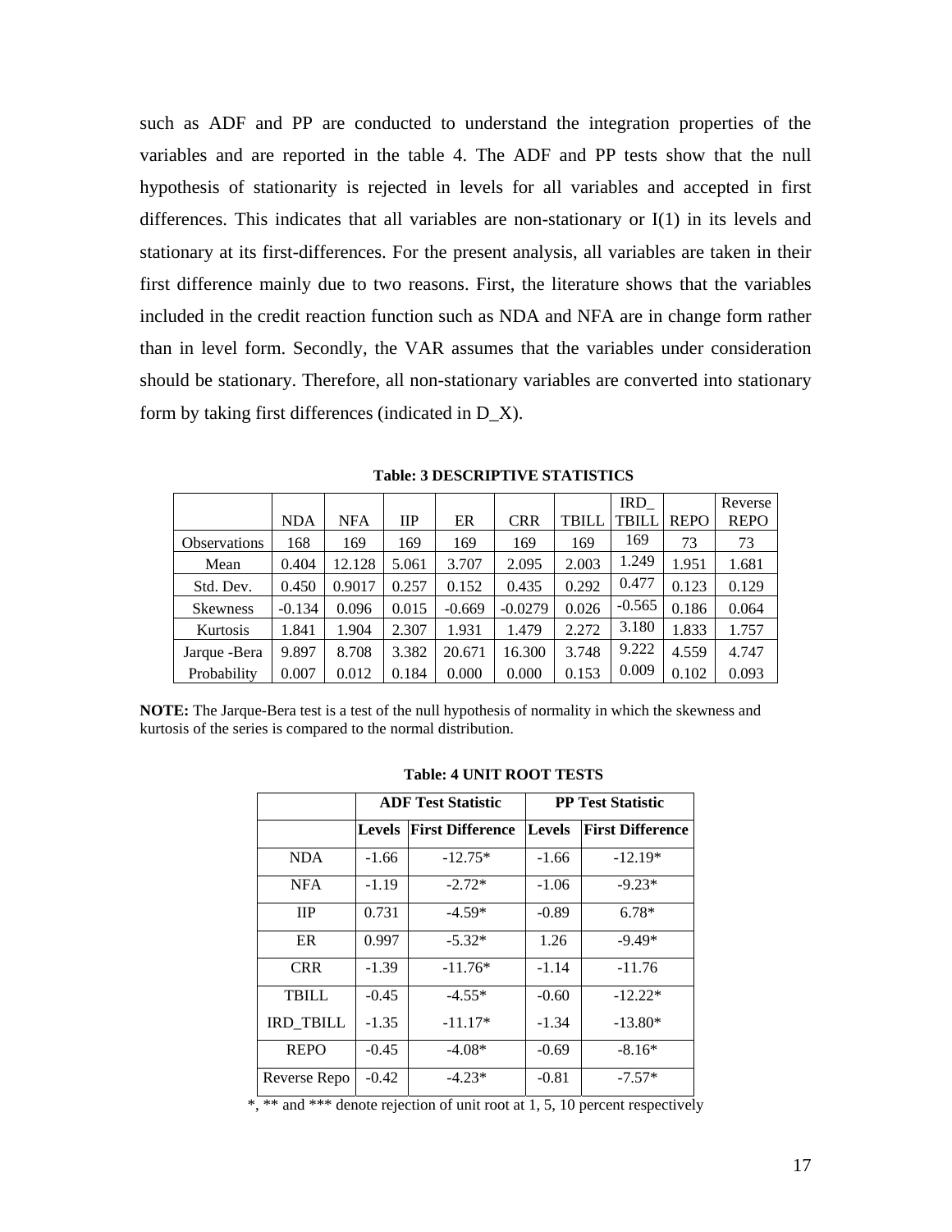such as ADF and PP are conducted to understand the integration properties of the variables and are reported in the table 4. The ADF and PP tests show that the null hypothesis of stationarity is rejected in levels for all variables and accepted in first differences. This indicates that all variables are non-stationary or I(1) in its levels and stationary at its first-differences. For the present analysis, all variables are taken in their first difference mainly due to two reasons. First, the literature shows that the variables included in the credit reaction function such as NDA and NFA are in change form rather than in level form. Secondly, the VAR assumes that the variables under consideration should be stationary. Therefore, all non-stationary variables are converted into stationary form by taking first differences (indicated in D_X).

**Table: 3 DESCRIPTIVE STATISTICS**

| | NDA | NFA | IIP | ER | CRR | TBILL | IRD_ TBILL | REPO | Reverse REPO |
|---|---|---|---|---|---|---|---|---|---|
| Observations | 168 | 169 | 169 | 169 | 169 | 169 | 169 | 73 | 73 |
| Mean | 0.404 | 12.128 | 5.061 | 3.707 | 2.095 | 2.003 | 1.249 | 1.951 | 1.681 |
| Std. Dev. | 0.450 | 0.9017 | 0.257 | 0.152 | 0.435 | 0.292 | 0.477 | 0.123 | 0.129 |
| Skewness | -0.134 | 0.096 | 0.015 | -0.669 | -0.0279 | 0.026 | -0.565 | 0.186 | 0.064 |
| Kurtosis | 1.841 | 1.904 | 2.307 | 1.931 | 1.479 | 2.272 | 3.180 | 1.833 | 1.757 |
| Jarque -Bera | 9.897 | 8.708 | 3.382 | 20.671 | 16.300 | 3.748 | 9.222 | 4.559 | 4.747 |
| Probability | 0.007 | 0.012 | 0.184 | 0.000 | 0.000 | 0.153 | 0.009 | 0.102 | 0.093 |

**NOTE:** The Jarque-Bera test is a test of the null hypothesis of normality in which the skewness and kurtosis of the series is compared to the normal distribution.

**Table: 4 UNIT ROOT TESTS**

| | ADF Test Statistic | | PP Test Statistic | |
|---|---|---|---|---|
| | **Levels** | **First Difference** | **Levels** | **First Difference** |
| NDA | -1.66 | -12.75* | -1.66 | -12.19* |
| NFA | -1.19 | -2.72* | -1.06 | -9.23* |
| IIP | 0.731 | -4.59* | -0.89 | 6.78* |
| ER | 0.997 | -5.32* | 1.26 | -9.49* |
| CRR | -1.39 | -11.76* | -1.14 | -11.76 |
| TBILL | -0.45 | -4.55* | -0.60 | -12.22* |
| IRD_TBILL | -1.35 | -11.17* | -1.34 | -13.80* |
| REPO | -0.45 | -4.08* | -0.69 | -8.16* |
| Reverse Repo | -0.42 | -4.23* | -0.81 | -7.57* |

*, ** and *** denote rejection of unit root at 1, 5, 10 percent respectively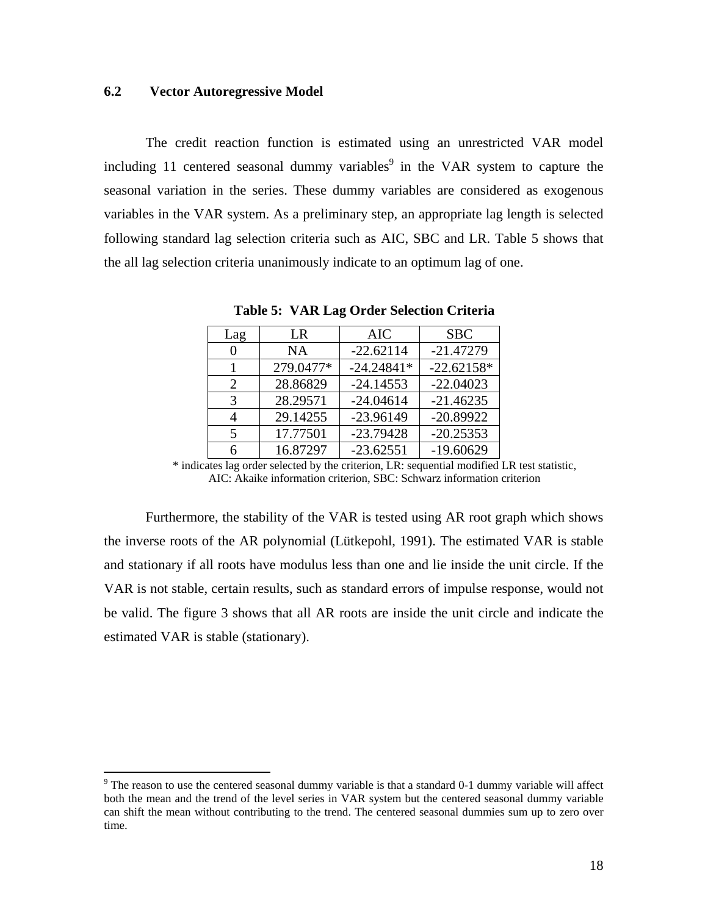### 6.2 Vector Autoregressive Model

The credit reaction function is estimated using an unrestricted VAR model including 11 centered seasonal dummy variables[9] in the VAR system to capture the seasonal variation in the series. These dummy variables are considered as exogenous variables in the VAR system. As a preliminary step, an appropriate lag length is selected following standard lag selection criteria such as AIC, SBC and LR. Table 5 shows that the all lag selection criteria unanimously indicate to an optimum lag of one.

**Table 5: VAR Lag Order Selection Criteria**

| Lag | LR | AIC | SBC |
|---|---|---|---|
| 0 | NA | -22.62114 | -21.47279 |
| 1 | 279.0477* | -24.24841* | -22.62158* |
| 2 | 28.86829 | -24.14553 | -22.04023 |
| 3 | 28.29571 | -24.04614 | -21.46235 |
| 4 | 29.14255 | -23.96149 | -20.89922 |
| 5 | 17.77501 | -23.79428 | -20.25353 |
| 6 | 16.87297 | -23.62551 | -19.60629 |

\* indicates lag order selected by the criterion, LR: sequential modified LR test statistic, AIC: Akaike information criterion, SBC: Schwarz information criterion

Furthermore, the stability of the VAR is tested using AR root graph which shows the inverse roots of the AR polynomial (Lütkepohl, 1991). The estimated VAR is stable and stationary if all roots have modulus less than one and lie inside the unit circle. If the VAR is not stable, certain results, such as standard errors of impulse response, would not be valid. The figure 3 shows that all AR roots are inside the unit circle and indicate the estimated VAR is stable (stationary).

[9] The reason to use the centered seasonal dummy variable is that a standard 0-1 dummy variable will affect both the mean and the trend of the level series in VAR system but the centered seasonal dummy variable can shift the mean without contributing to the trend. The centered seasonal dummies sum up to zero over time.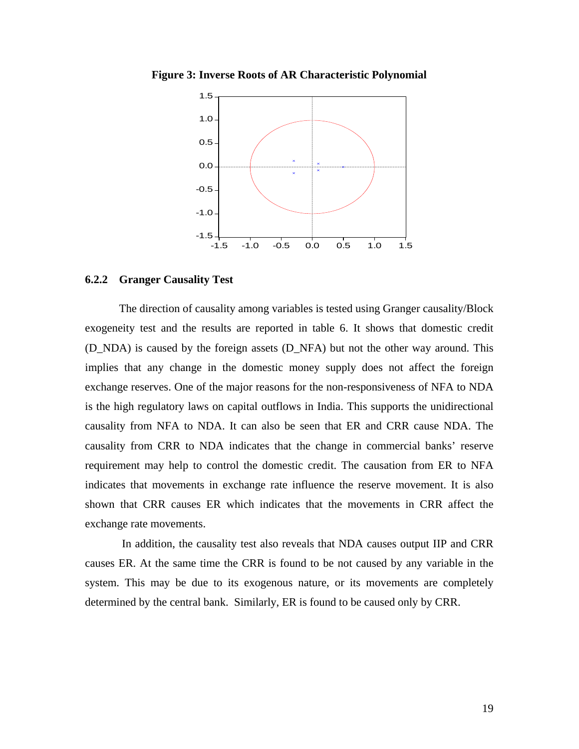**Figure 3: Inverse Roots of AR Characteristic Polynomial**

### 6.2.2 Granger Causality Test

The direction of causality among variables is tested using Granger causality/Block exogeneity test and the results are reported in table 6. It shows that domestic credit (D_NDA) is caused by the foreign assets (D_NFA) but not the other way around. This implies that any change in the domestic money supply does not affect the foreign exchange reserves. One of the major reasons for the non-responsiveness of NFA to NDA is the high regulatory laws on capital outflows in India. This supports the unidirectional causality from NFA to NDA. It can also be seen that ER and CRR cause NDA. The causality from CRR to NDA indicates that the change in commercial banks' reserve requirement may help to control the domestic credit. The causation from ER to NFA indicates that movements in exchange rate influence the reserve movement. It is also shown that CRR causes ER which indicates that the movements in CRR affect the exchange rate movements.

In addition, the causality test also reveals that NDA causes output IIP and CRR causes ER. At the same time the CRR is found to be not caused by any variable in the system. This may be due to its exogenous nature, or its movements are completely determined by the central bank. Similarly, ER is found to be caused only by CRR.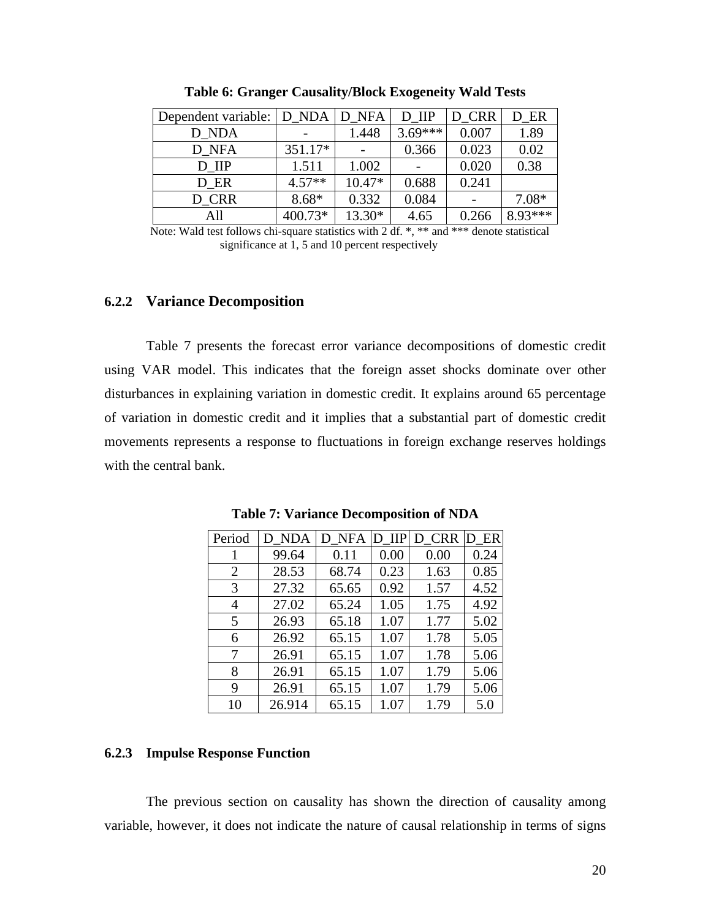**Table 6: Granger Causality/Block Exogeneity Wald Tests**

| Dependent variable: | D_NDA | D_NFA | D_IIP | D_CRR | D_ER |
|---|---|---|---|---|---|
| D_NDA | - | 1.448 | 3.69*** | 0.007 | 1.89 |
| D_NFA | 351.17* | - | 0.366 | 0.023 | 0.02 |
| D_IIP | 1.511 | 1.002 | - | 0.020 | 0.38 |
| D_ER | 4.57** | 10.47* | 0.688 | 0.241 | |
| D_CRR | 8.68* | 0.332 | 0.084 | - | 7.08* |
| All | 400.73* | 13.30* | 4.65 | 0.266 | 8.93*** |

Note: Wald test follows chi-square statistics with 2 df. *, ** and *** denote statistical significance at 1, 5 and 10 percent respectively

### 6.2.2 Variance Decomposition

Table 7 presents the forecast error variance decompositions of domestic credit using VAR model. This indicates that the foreign asset shocks dominate over other disturbances in explaining variation in domestic credit. It explains around 65 percentage of variation in domestic credit and it implies that a substantial part of domestic credit movements represents a response to fluctuations in foreign exchange reserves holdings with the central bank.

**Table 7: Variance Decomposition of NDA**

| Period | D_NDA | D_NFA | D_IIP | D_CRR | D_ER |
|---|---|---|---|---|---|
| 1 | 99.64 | 0.11 | 0.00 | 0.00 | 0.24 |
| 2 | 28.53 | 68.74 | 0.23 | 1.63 | 0.85 |
| 3 | 27.32 | 65.65 | 0.92 | 1.57 | 4.52 |
| 4 | 27.02 | 65.24 | 1.05 | 1.75 | 4.92 |
| 5 | 26.93 | 65.18 | 1.07 | 1.77 | 5.02 |
| 6 | 26.92 | 65.15 | 1.07 | 1.78 | 5.05 |
| 7 | 26.91 | 65.15 | 1.07 | 1.78 | 5.06 |
| 8 | 26.91 | 65.15 | 1.07 | 1.79 | 5.06 |
| 9 | 26.91 | 65.15 | 1.07 | 1.79 | 5.06 |
| 10 | 26.914 | 65.15 | 1.07 | 1.79 | 5.0 |

### 6.2.3 Impulse Response Function

The previous section on causality has shown the direction of causality among variable, however, it does not indicate the nature of causal relationship in terms of signs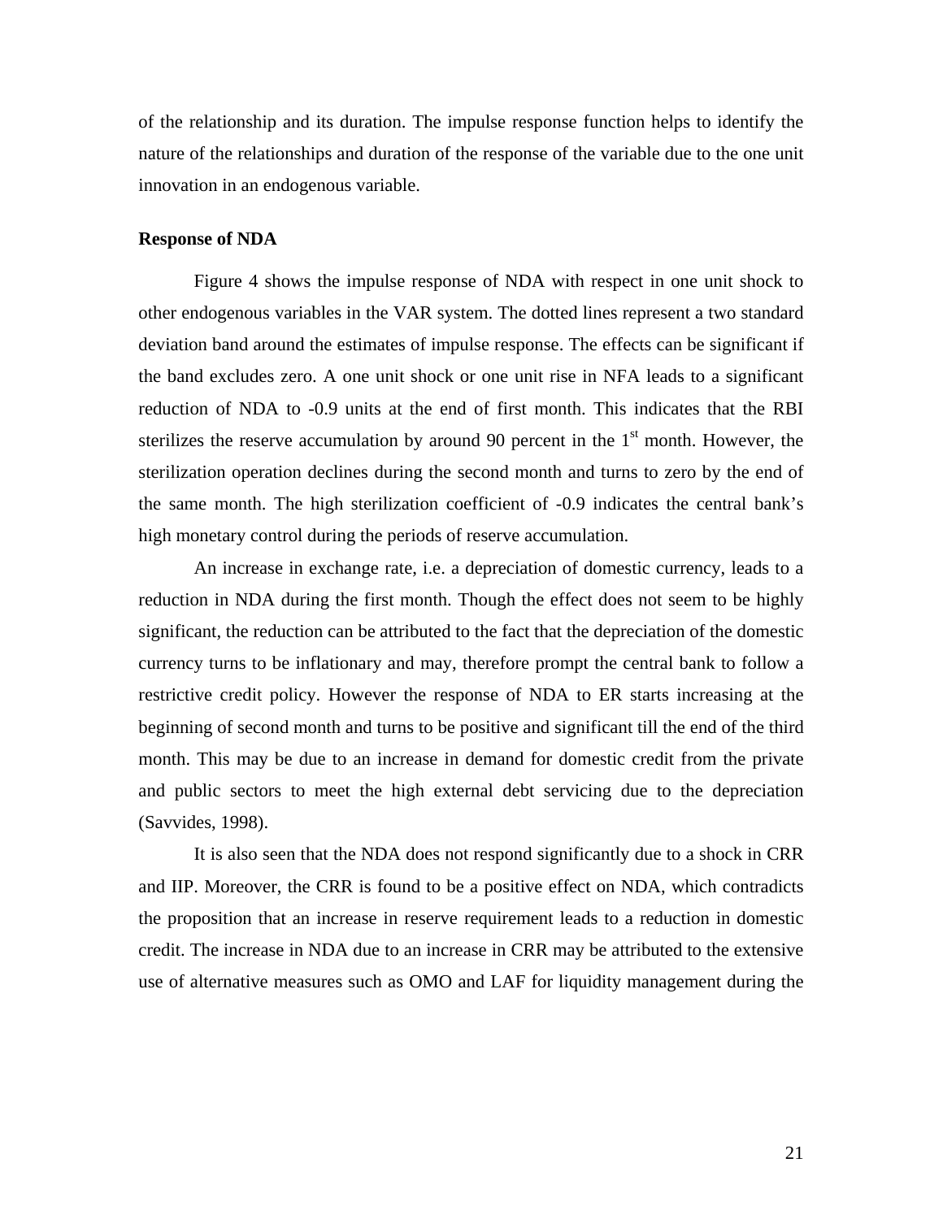of the relationship and its duration. The impulse response function helps to identify the nature of the relationships and duration of the response of the variable due to the one unit innovation in an endogenous variable.

**Response of NDA**

Figure 4 shows the impulse response of NDA with respect in one unit shock to other endogenous variables in the VAR system. The dotted lines represent a two standard deviation band around the estimates of impulse response. The effects can be significant if the band excludes zero. A one unit shock or one unit rise in NFA leads to a significant reduction of NDA to -0.9 units at the end of first month. This indicates that the RBI sterilizes the reserve accumulation by around 90 percent in the 1st month. However, the sterilization operation declines during the second month and turns to zero by the end of the same month. The high sterilization coefficient of -0.9 indicates the central bank's high monetary control during the periods of reserve accumulation.

An increase in exchange rate, i.e. a depreciation of domestic currency, leads to a reduction in NDA during the first month. Though the effect does not seem to be highly significant, the reduction can be attributed to the fact that the depreciation of the domestic currency turns to be inflationary and may, therefore prompt the central bank to follow a restrictive credit policy. However the response of NDA to ER starts increasing at the beginning of second month and turns to be positive and significant till the end of the third month. This may be due to an increase in demand for domestic credit from the private and public sectors to meet the high external debt servicing due to the depreciation (Savvides, 1998).

It is also seen that the NDA does not respond significantly due to a shock in CRR and IIP. Moreover, the CRR is found to be a positive effect on NDA, which contradicts the proposition that an increase in reserve requirement leads to a reduction in domestic credit. The increase in NDA due to an increase in CRR may be attributed to the extensive use of alternative measures such as OMO and LAF for liquidity management during the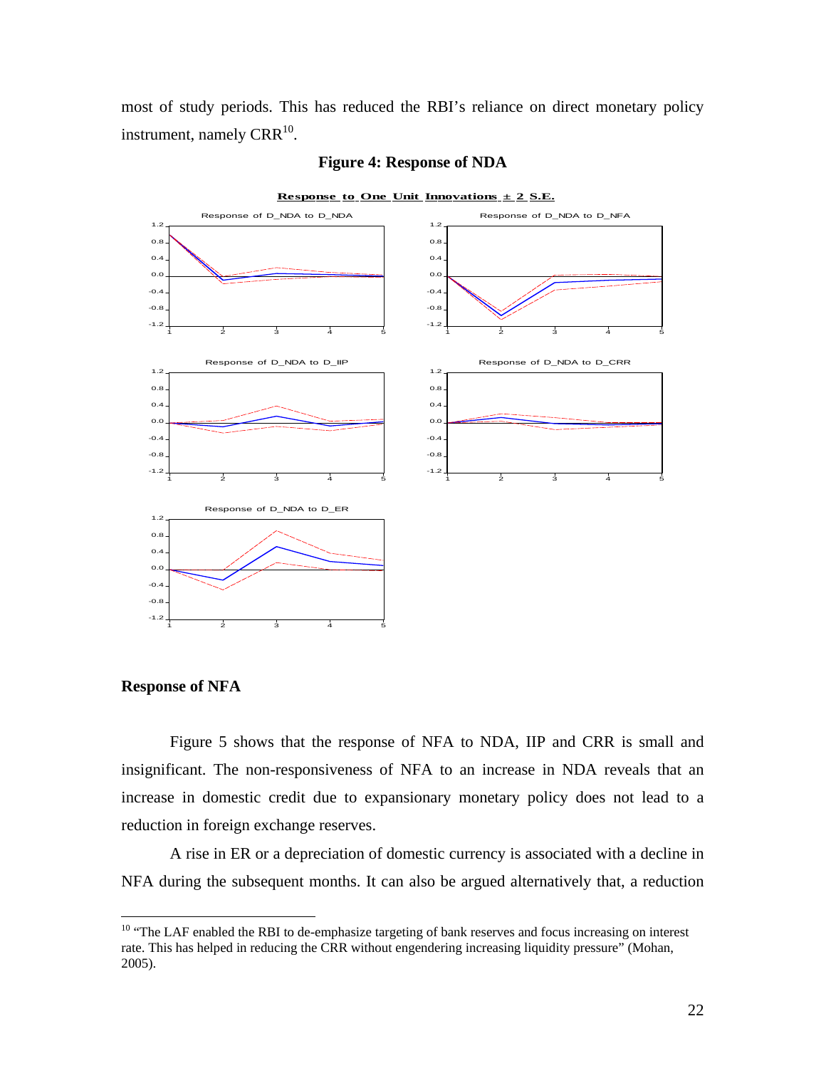most of study periods. This has reduced the RBI's reliance on direct monetary policy instrument, namely CRR[10].

**Figure 4: Response of NDA**

### Response of NFA

Figure 5 shows that the response of NFA to NDA, IIP and CRR is small and insignificant. The non-responsiveness of NFA to an increase in NDA reveals that an increase in domestic credit due to expansionary monetary policy does not lead to a reduction in foreign exchange reserves.

A rise in ER or a depreciation of domestic currency is associated with a decline in NFA during the subsequent months. It can also be argued alternatively that, a reduction

---

[10] "The LAF enabled the RBI to de-emphasize targeting of bank reserves and focus increasing on interest rate. This has helped in reducing the CRR without engendering increasing liquidity pressure" (Mohan, 2005).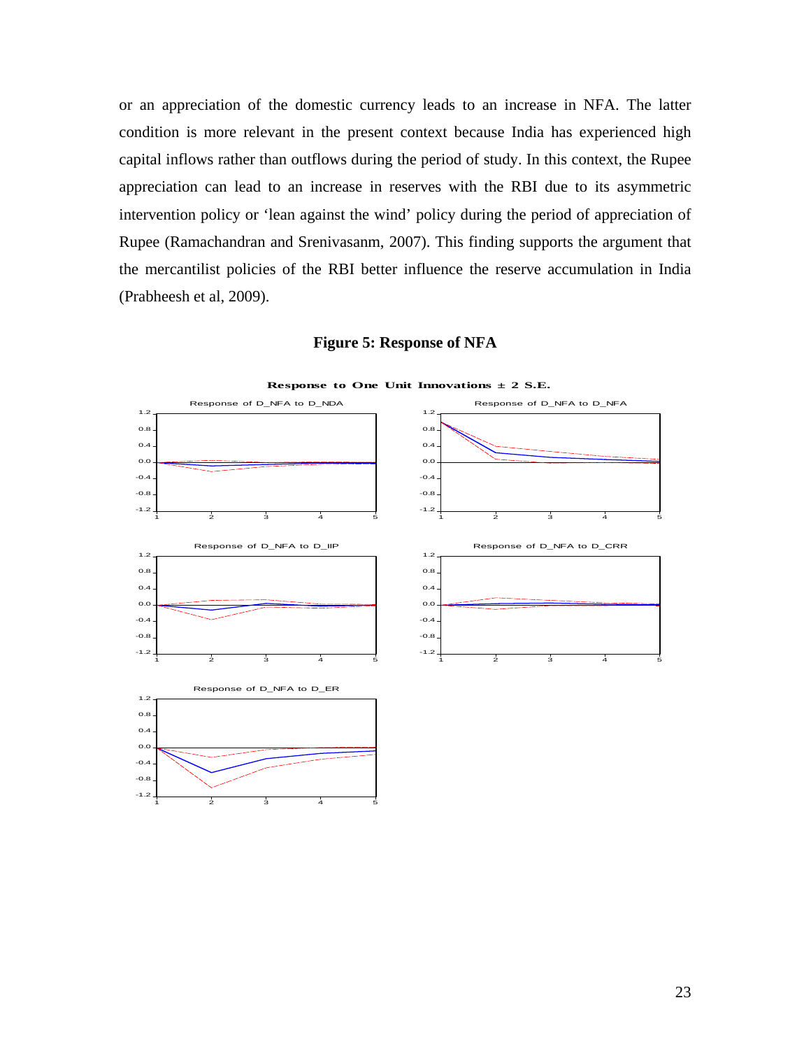or an appreciation of the domestic currency leads to an increase in NFA. The latter condition is more relevant in the present context because India has experienced high capital inflows rather than outflows during the period of study. In this context, the Rupee appreciation can lead to an increase in reserves with the RBI due to its asymmetric intervention policy or 'lean against the wind' policy during the period of appreciation of Rupee (Ramachandran and Srenivasanm, 2007). This finding supports the argument that the mercantilist policies of the RBI better influence the reserve accumulation in India (Prabheesh et al, 2009).

**Figure 5: Response of NFA**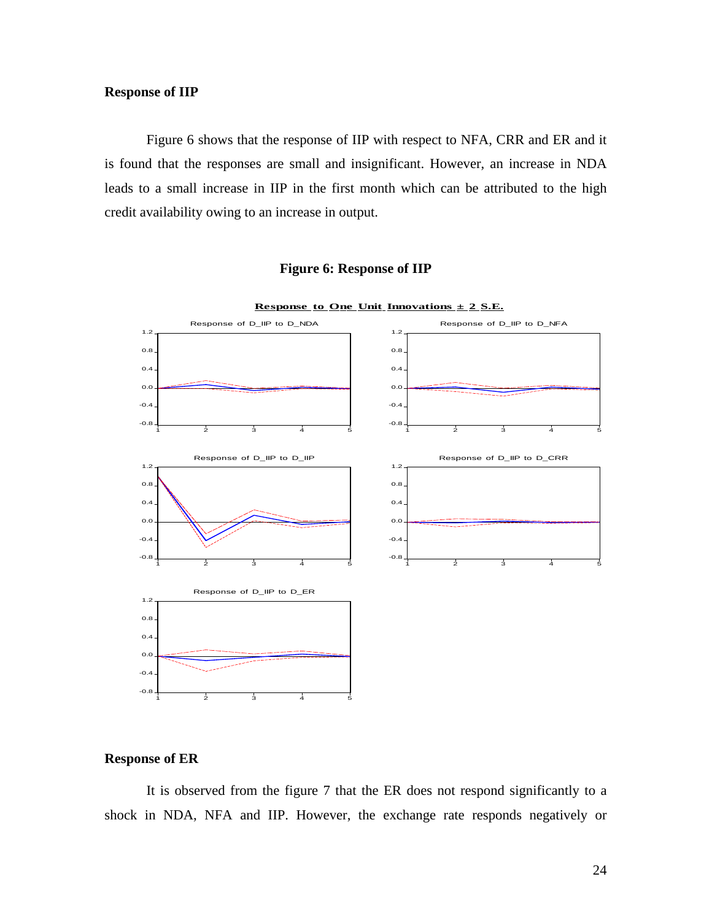### Response of IIP

Figure 6 shows that the response of IIP with respect to NFA, CRR and ER and it is found that the responses are small and insignificant. However, an increase in NDA leads to a small increase in IIP in the first month which can be attributed to the high credit availability owing to an increase in output.

**Figure 6: Response of IIP**

**Response to One Unit Innovations ± 2 S.E.**

Response of D_IIP to D_NDA

Response of D_IIP to D_NFA

Response of D_IIP to D_IIP

Response of D_IIP to D_CRR

Response of D_IIP to D_ER

### Response of ER

It is observed from the figure 7 that the ER does not respond significantly to a shock in NDA, NFA and IIP. However, the exchange rate responds negatively or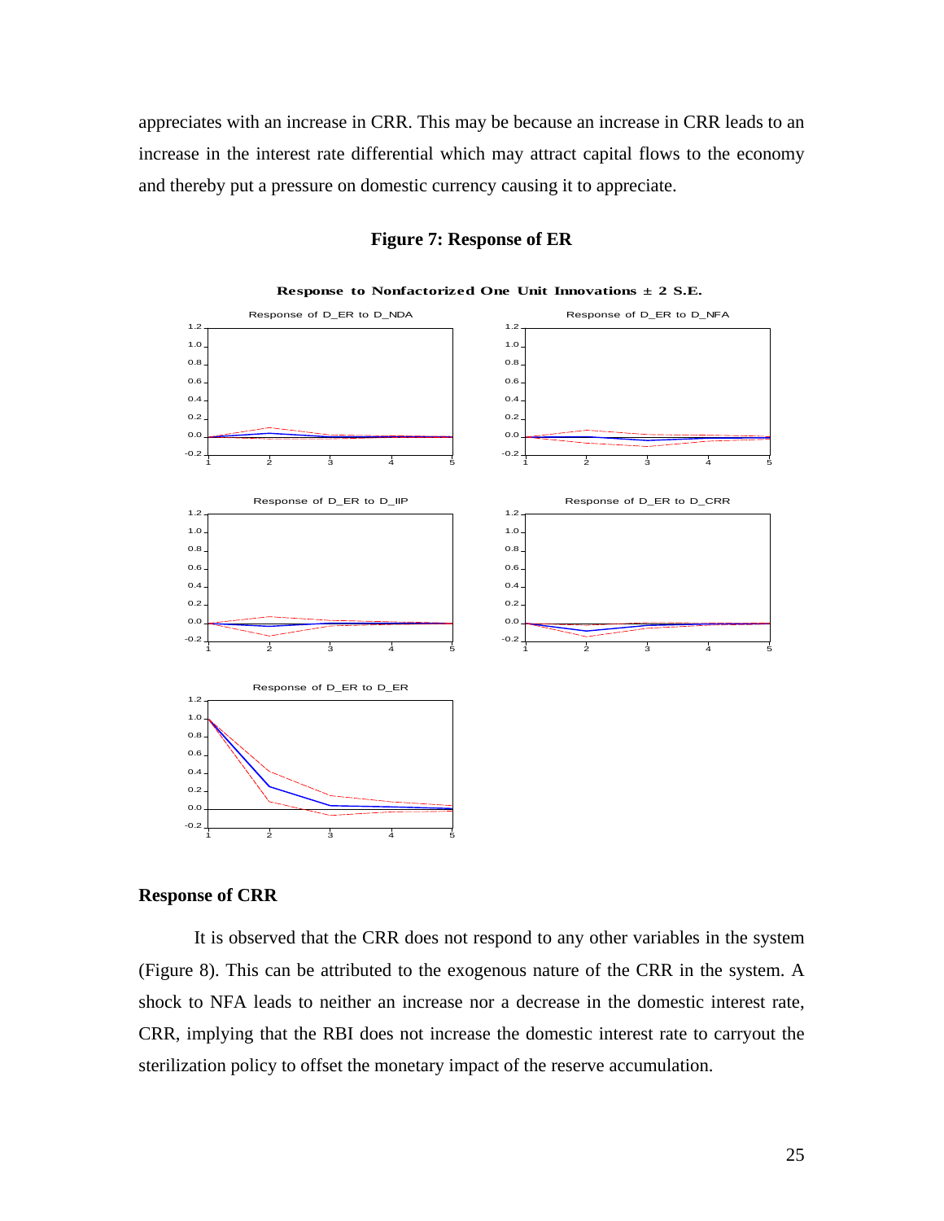appreciates with an increase in CRR. This may be because an increase in CRR leads to an increase in the interest rate differential which may attract capital flows to the economy and thereby put a pressure on domestic currency causing it to appreciate.

**Figure 7: Response of ER**

### Response of CRR

It is observed that the CRR does not respond to any other variables in the system (Figure 8). This can be attributed to the exogenous nature of the CRR in the system. A shock to NFA leads to neither an increase nor a decrease in the domestic interest rate, CRR, implying that the RBI does not increase the domestic interest rate to carryout the sterilization policy to offset the monetary impact of the reserve accumulation.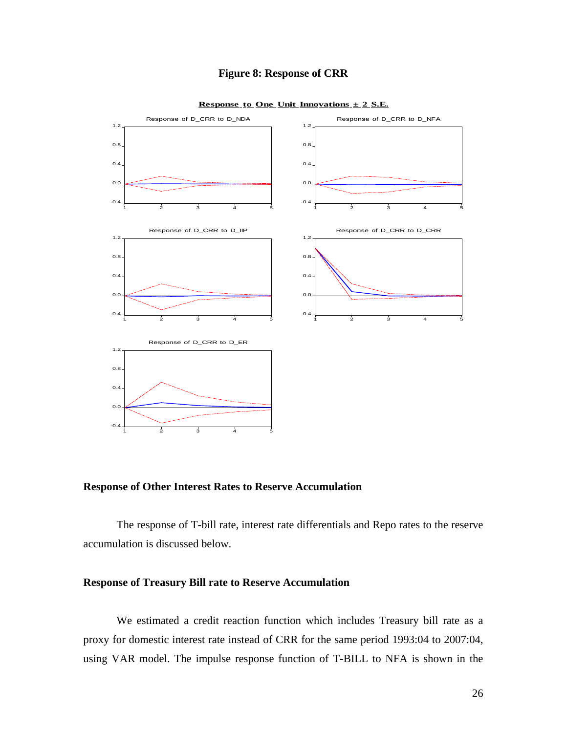**Figure 8: Response of CRR**

## Response of Other Interest Rates to Reserve Accumulation

The response of T-bill rate, interest rate differentials and Repo rates to the reserve accumulation is discussed below.

## Response of Treasury Bill rate to Reserve Accumulation

We estimated a credit reaction function which includes Treasury bill rate as a proxy for domestic interest rate instead of CRR for the same period 1993:04 to 2007:04, using VAR model. The impulse response function of T-BILL to NFA is shown in the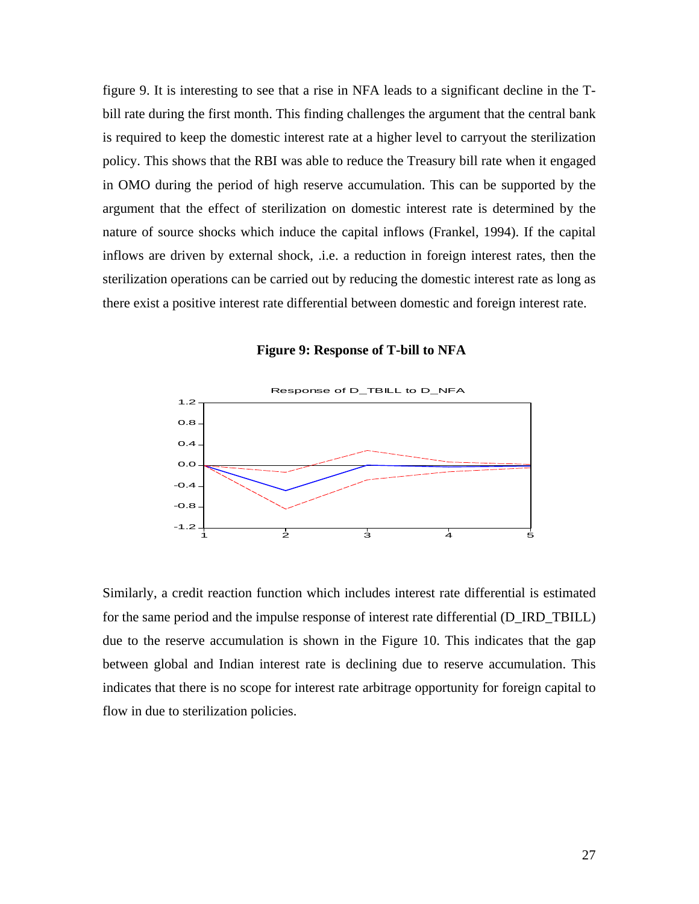figure 9. It is interesting to see that a rise in NFA leads to a significant decline in the T-bill rate during the first month. This finding challenges the argument that the central bank is required to keep the domestic interest rate at a higher level to carryout the sterilization policy. This shows that the RBI was able to reduce the Treasury bill rate when it engaged in OMO during the period of high reserve accumulation. This can be supported by the argument that the effect of sterilization on domestic interest rate is determined by the nature of source shocks which induce the capital inflows (Frankel, 1994). If the capital inflows are driven by external shock, .i.e. a reduction in foreign interest rates, then the sterilization operations can be carried out by reducing the domestic interest rate as long as there exist a positive interest rate differential between domestic and foreign interest rate.

**Figure 9: Response of T-bill to NFA**

Similarly, a credit reaction function which includes interest rate differential is estimated for the same period and the impulse response of interest rate differential (D_IRD_TBILL) due to the reserve accumulation is shown in the Figure 10. This indicates that the gap between global and Indian interest rate is declining due to reserve accumulation. This indicates that there is no scope for interest rate arbitrage opportunity for foreign capital to flow in due to sterilization policies.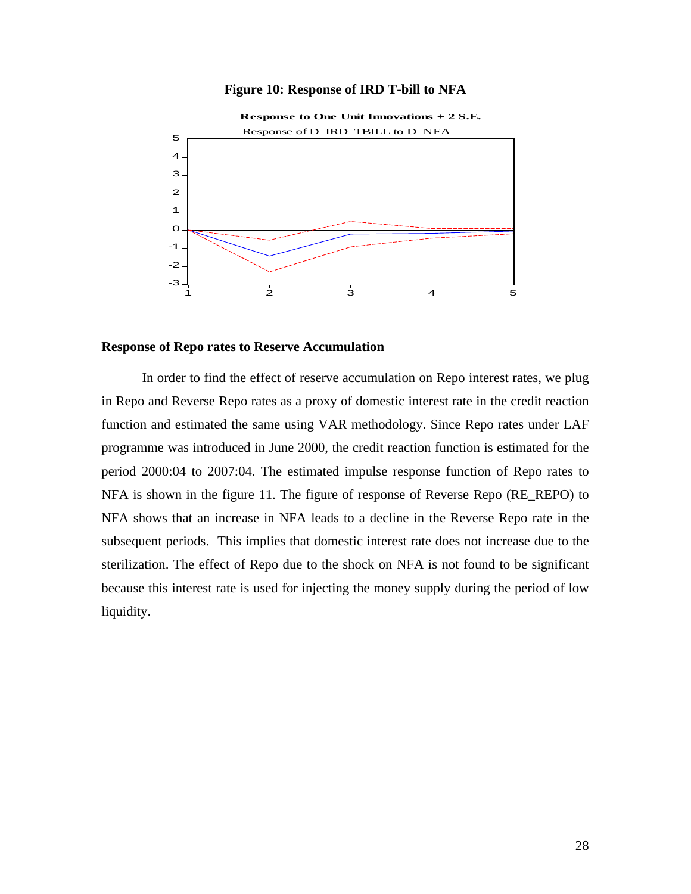**Figure 10: Response of IRD T-bill to NFA**

Response to One Unit Innovations ± 2 S.E.

Response of D_IRD_TBILL to D_NFA

### Response of Repo rates to Reserve Accumulation

In order to find the effect of reserve accumulation on Repo interest rates, we plug in Repo and Reverse Repo rates as a proxy of domestic interest rate in the credit reaction function and estimated the same using VAR methodology. Since Repo rates under LAF programme was introduced in June 2000, the credit reaction function is estimated for the period 2000:04 to 2007:04. The estimated impulse response function of Repo rates to NFA is shown in the figure 11. The figure of response of Reverse Repo (RE_REPO) to NFA shows that an increase in NFA leads to a decline in the Reverse Repo rate in the subsequent periods. This implies that domestic interest rate does not increase due to the sterilization. The effect of Repo due to the shock on NFA is not found to be significant because this interest rate is used for injecting the money supply during the period of low liquidity.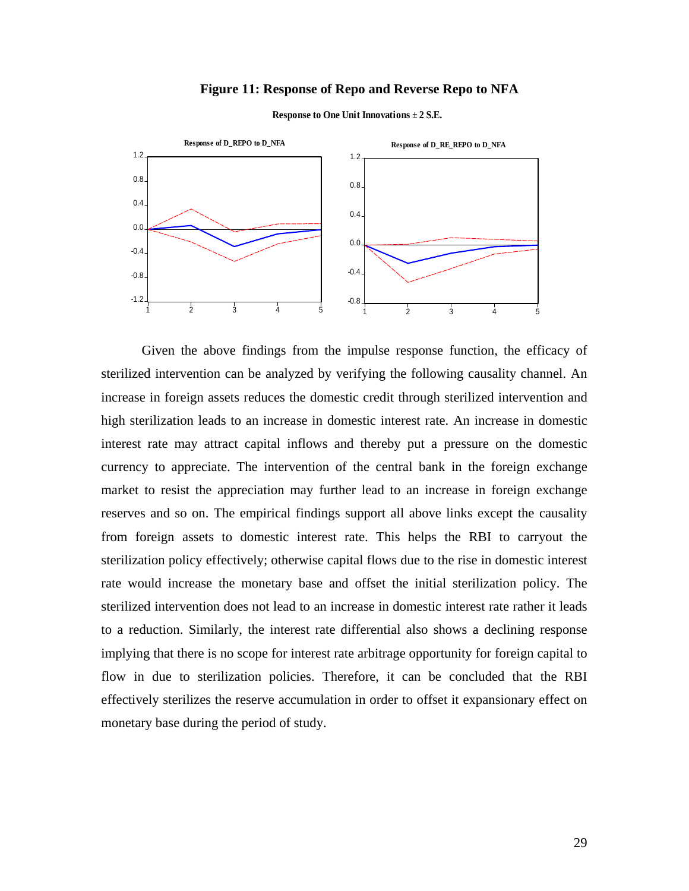**Figure 11: Response of Repo and Reverse Repo to NFA**

Response to One Unit Innovations ± 2 S.E.

Given the above findings from the impulse response function, the efficacy of sterilized intervention can be analyzed by verifying the following causality channel. An increase in foreign assets reduces the domestic credit through sterilized intervention and high sterilization leads to an increase in domestic interest rate. An increase in domestic interest rate may attract capital inflows and thereby put a pressure on the domestic currency to appreciate. The intervention of the central bank in the foreign exchange market to resist the appreciation may further lead to an increase in foreign exchange reserves and so on. The empirical findings support all above links except the causality from foreign assets to domestic interest rate. This helps the RBI to carryout the sterilization policy effectively; otherwise capital flows due to the rise in domestic interest rate would increase the monetary base and offset the initial sterilization policy. The sterilized intervention does not lead to an increase in domestic interest rate rather it leads to a reduction. Similarly, the interest rate differential also shows a declining response implying that there is no scope for interest rate arbitrage opportunity for foreign capital to flow in due to sterilization policies. Therefore, it can be concluded that the RBI effectively sterilizes the reserve accumulation in order to offset it expansionary effect on monetary base during the period of study.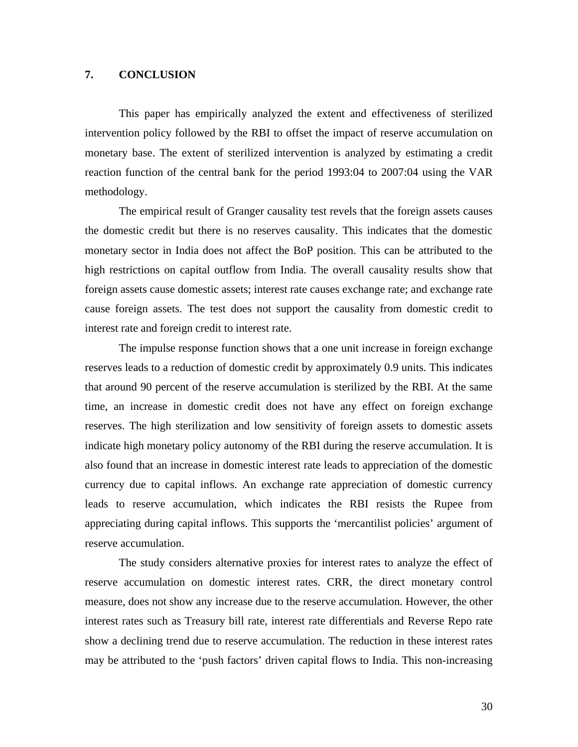## 7. CONCLUSION

This paper has empirically analyzed the extent and effectiveness of sterilized intervention policy followed by the RBI to offset the impact of reserve accumulation on monetary base. The extent of sterilized intervention is analyzed by estimating a credit reaction function of the central bank for the period 1993:04 to 2007:04 using the VAR methodology.

The empirical result of Granger causality test revels that the foreign assets causes the domestic credit but there is no reserves causality. This indicates that the domestic monetary sector in India does not affect the BoP position. This can be attributed to the high restrictions on capital outflow from India. The overall causality results show that foreign assets cause domestic assets; interest rate causes exchange rate; and exchange rate cause foreign assets. The test does not support the causality from domestic credit to interest rate and foreign credit to interest rate.

The impulse response function shows that a one unit increase in foreign exchange reserves leads to a reduction of domestic credit by approximately 0.9 units. This indicates that around 90 percent of the reserve accumulation is sterilized by the RBI. At the same time, an increase in domestic credit does not have any effect on foreign exchange reserves. The high sterilization and low sensitivity of foreign assets to domestic assets indicate high monetary policy autonomy of the RBI during the reserve accumulation. It is also found that an increase in domestic interest rate leads to appreciation of the domestic currency due to capital inflows. An exchange rate appreciation of domestic currency leads to reserve accumulation, which indicates the RBI resists the Rupee from appreciating during capital inflows. This supports the 'mercantilist policies' argument of reserve accumulation.

The study considers alternative proxies for interest rates to analyze the effect of reserve accumulation on domestic interest rates. CRR, the direct monetary control measure, does not show any increase due to the reserve accumulation. However, the other interest rates such as Treasury bill rate, interest rate differentials and Reverse Repo rate show a declining trend due to reserve accumulation. The reduction in these interest rates may be attributed to the 'push factors' driven capital flows to India. This non-increasing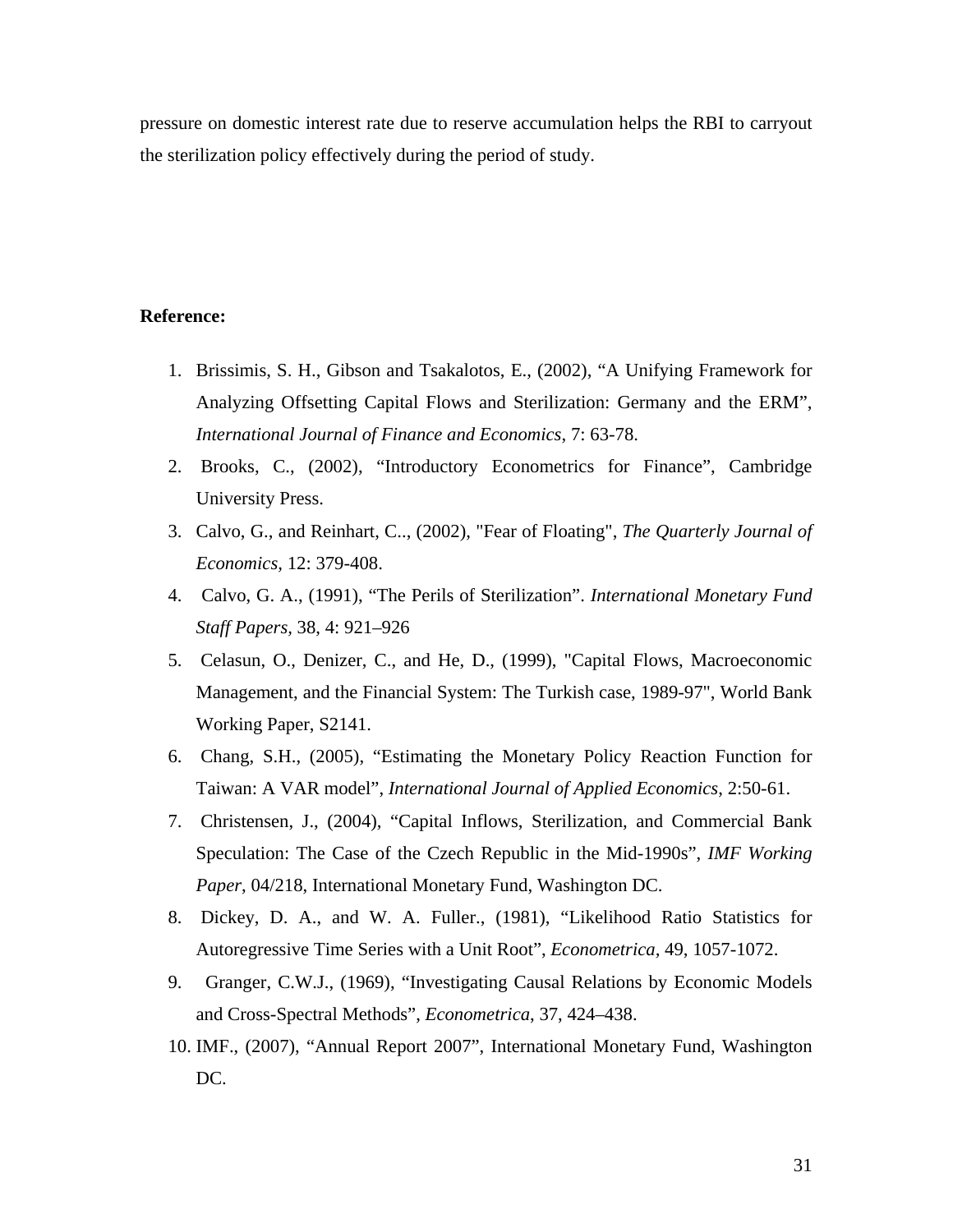pressure on domestic interest rate due to reserve accumulation helps the RBI to carryout the sterilization policy effectively during the period of study.

**Reference:**

1. Brissimis, S. H., Gibson and Tsakalotos, E., (2002), “A Unifying Framework for Analyzing Offsetting Capital Flows and Sterilization: Germany and the ERM”, *International Journal of Finance and Economics*, 7: 63-78.
2. Brooks, C., (2002), “Introductory Econometrics for Finance”, Cambridge University Press.
3. Calvo, G., and Reinhart, C.., (2002), "Fear of Floating", *The Quarterly Journal of Economics*, 12: 379-408.
4. Calvo, G. A., (1991), “The Perils of Sterilization”. *International Monetary Fund Staff Papers*, 38, 4: 921–926
5. Celasun, O., Denizer, C., and He, D., (1999), "Capital Flows, Macroeconomic Management, and the Financial System: The Turkish case, 1989-97", World Bank Working Paper, S2141.
6. Chang, S.H., (2005), “Estimating the Monetary Policy Reaction Function for Taiwan: A VAR model”, *International Journal of Applied Economics*, 2:50-61.
7. Christensen, J., (2004), “Capital Inflows, Sterilization, and Commercial Bank Speculation: The Case of the Czech Republic in the Mid-1990s”, *IMF Working Paper*, 04/218, International Monetary Fund, Washington DC.
8. Dickey, D. A., and W. A. Fuller., (1981), “Likelihood Ratio Statistics for Autoregressive Time Series with a Unit Root”, *Econometrica*, 49, 1057-1072.
9. Granger, C.W.J., (1969), “Investigating Causal Relations by Economic Models and Cross-Spectral Methods”, *Econometrica*, 37, 424–438.
10. IMF., (2007), “Annual Report 2007”, International Monetary Fund, Washington DC.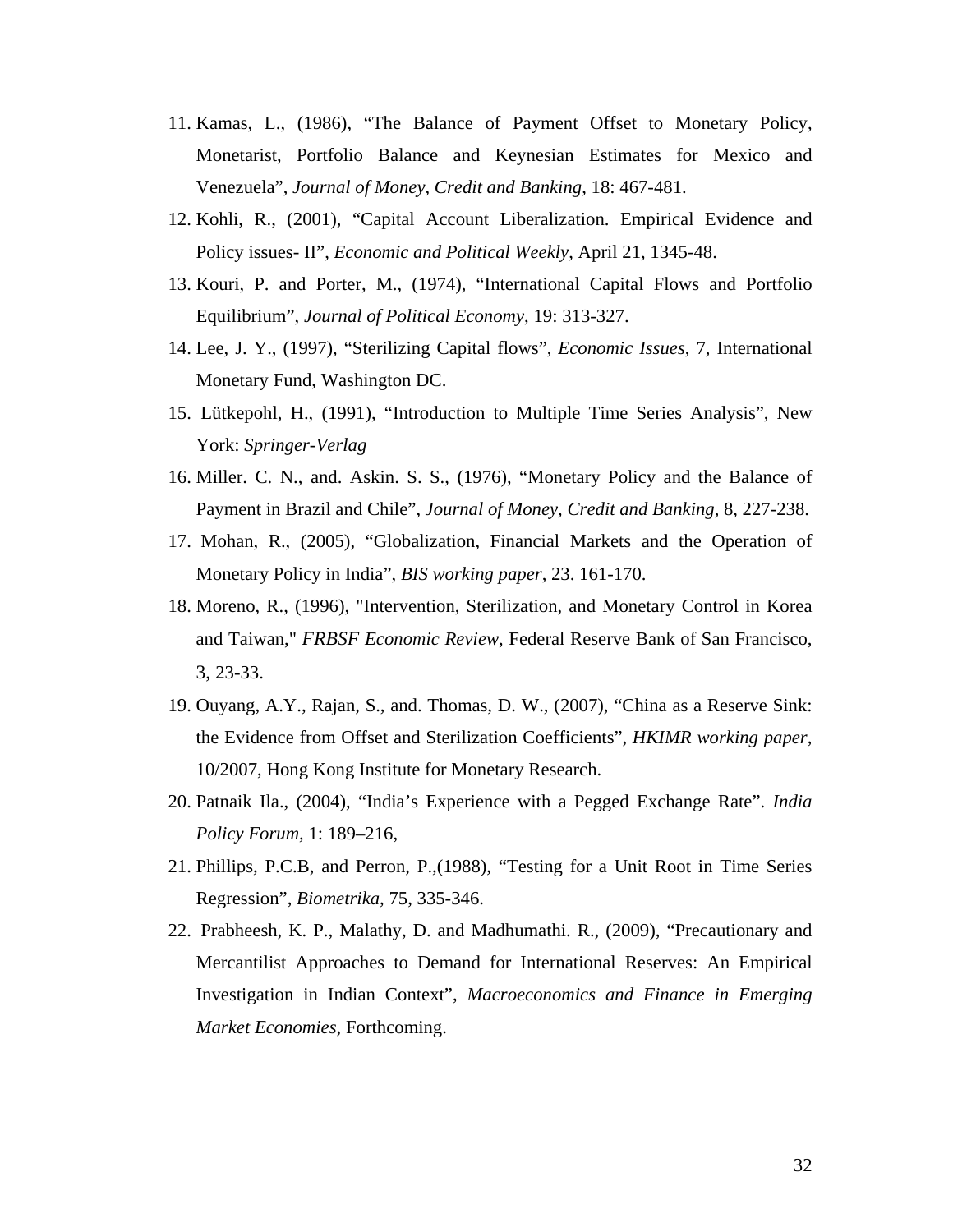11. Kamas, L., (1986), "The Balance of Payment Offset to Monetary Policy, Monetarist, Portfolio Balance and Keynesian Estimates for Mexico and Venezuela", *Journal of Money, Credit and Banking*, 18: 467-481.
12. Kohli, R., (2001), "Capital Account Liberalization. Empirical Evidence and Policy issues- II", *Economic and Political Weekly*, April 21, 1345-48.
13. Kouri, P. and Porter, M., (1974), "International Capital Flows and Portfolio Equilibrium", *Journal of Political Economy*, 19: 313-327.
14. Lee, J. Y., (1997), "Sterilizing Capital flows", *Economic Issues*, 7, International Monetary Fund, Washington DC.
15. Lütkepohl, H., (1991), "Introduction to Multiple Time Series Analysis", New York: *Springer-Verlag*
16. Miller. C. N., and. Askin. S. S., (1976), "Monetary Policy and the Balance of Payment in Brazil and Chile", *Journal of Money, Credit and Banking*, 8, 227-238.
17. Mohan, R., (2005), "Globalization, Financial Markets and the Operation of Monetary Policy in India", *BIS working paper*, 23. 161-170.
18. Moreno, R., (1996), "Intervention, Sterilization, and Monetary Control in Korea and Taiwan," *FRBSF Economic Review*, Federal Reserve Bank of San Francisco, 3, 23-33.
19. Ouyang, A.Y., Rajan, S., and. Thomas, D. W., (2007), "China as a Reserve Sink: the Evidence from Offset and Sterilization Coefficients", *HKIMR working paper*, 10/2007, Hong Kong Institute for Monetary Research.
20. Patnaik Ila., (2004), "India's Experience with a Pegged Exchange Rate". *India Policy Forum*, 1: 189–216,
21. Phillips, P.C.B, and Perron, P.,(1988), "Testing for a Unit Root in Time Series Regression", *Biometrika*, 75, 335-346.
22. Prabheesh, K. P., Malathy, D. and Madhumathi. R., (2009), "Precautionary and Mercantilist Approaches to Demand for International Reserves: An Empirical Investigation in Indian Context", *Macroeconomics and Finance in Emerging Market Economies*, Forthcoming.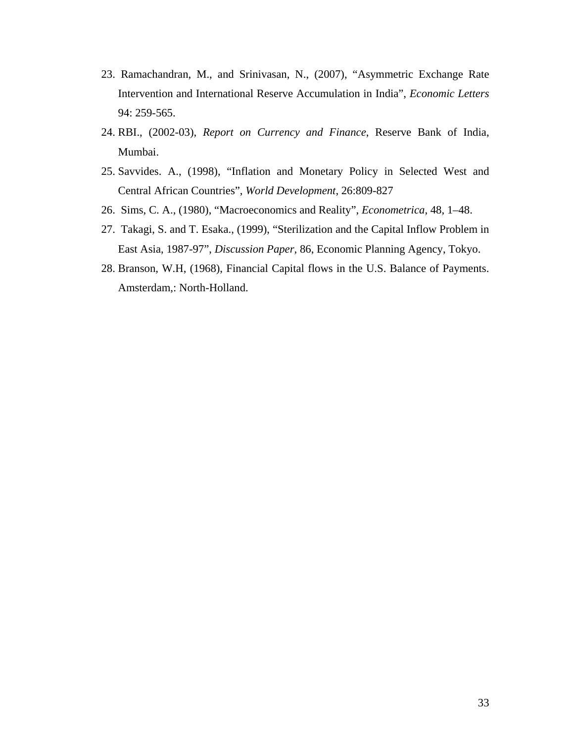23. Ramachandran, M., and Srinivasan, N., (2007), "Asymmetric Exchange Rate Intervention and International Reserve Accumulation in India", *Economic Letters* 94: 259-565.
24. RBI., (2002-03), *Report on Currency and Finance*, Reserve Bank of India, Mumbai.
25. Savvides. A., (1998), "Inflation and Monetary Policy in Selected West and Central African Countries", *World Development*, 26:809-827
26. Sims, C. A., (1980), "Macroeconomics and Reality", *Econometrica*, 48, 1–48.
27. Takagi, S. and T. Esaka., (1999), "Sterilization and the Capital Inflow Problem in East Asia, 1987-97", *Discussion Paper*, 86, Economic Planning Agency, Tokyo.
28. Branson, W.H, (1968), Financial Capital flows in the U.S. Balance of Payments. Amsterdam,: North-Holland.